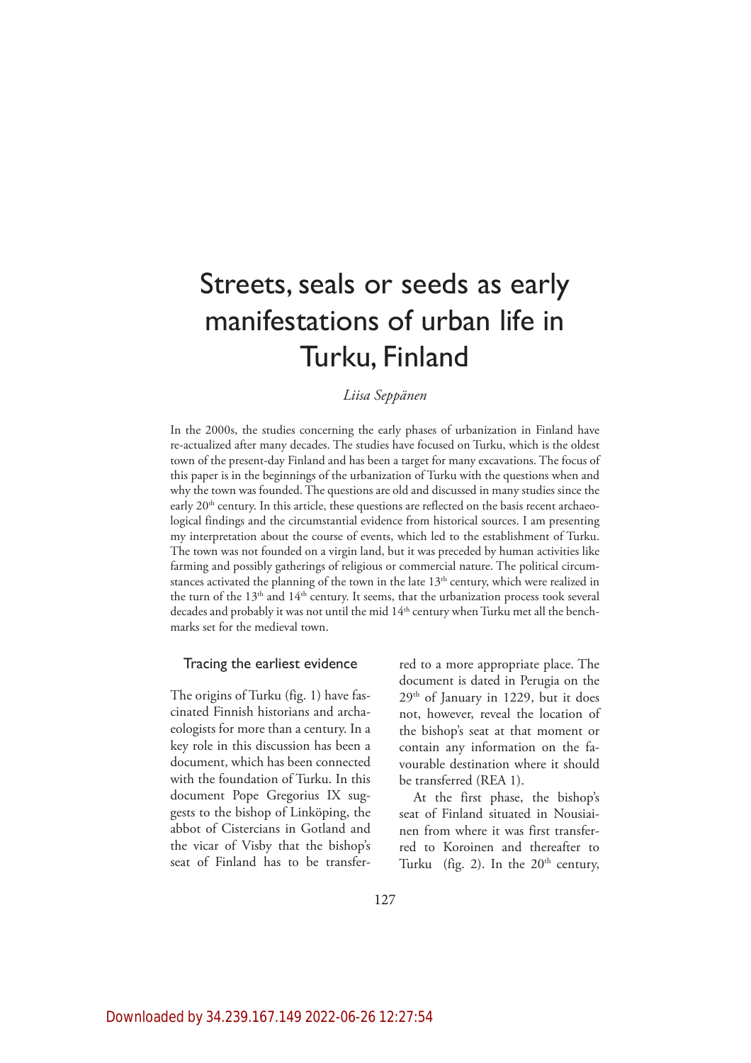# Streets, seals or seeds as early manifestations of urban life in Turku, Finland

*Liisa Seppänen*

In the 2000s, the studies concerning the early phases of urbanization in Finland have re-actualized after many decades. The studies have focused on Turku, which is the oldest town of the present-day Finland and has been a target for many excavations. The focus of this paper is in the beginnings of the urbanization of Turku with the questions when and why the town was founded. The questions are old and discussed in many studies since the early 20th century. In this article, these questions are reflected on the basis recent archaeological findings and the circumstantial evidence from historical sources. I am presenting my interpretation about the course of events, which led to the establishment of Turku. The town was not founded on a virgin land, but it was preceded by human activities like farming and possibly gatherings of religious or commercial nature. The political circumstances activated the planning of the town in the late 13th century, which were realized in the turn of the 13th and 14th century. It seems, that the urbanization process took several decades and probably it was not until the mid 14th century when Turku met all the benchmarks set for the medieval town.

## Tracing the earliest evidence

The origins of Turku (fig. 1) have fascinated Finnish historians and archaeologists for more than a century. In a key role in this discussion has been a document, which has been connected with the foundation of Turku. In this document Pope Gregorius IX suggests to the bishop of Linköping, the abbot of Cistercians in Gotland and the vicar of Visby that the bishop's seat of Finland has to be transferred to a more appropriate place. The document is dated in Perugia on the 29th of January in 1229, but it does not, however, reveal the location of the bishop's seat at that moment or contain any information on the favourable destination where it should be transferred (REA 1).

At the first phase, the bishop's seat of Finland situated in Nousiainen from where it was first transferred to Koroinen and thereafter to Turku (fig. 2). In the 20th century,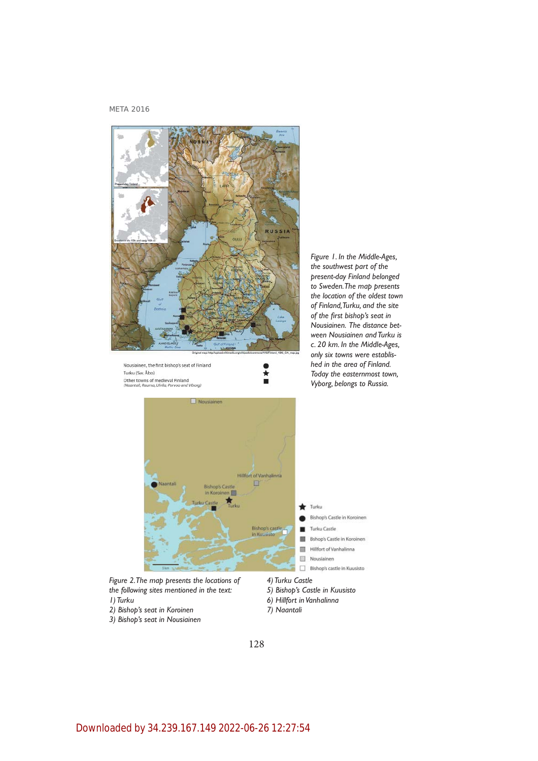Nousiainen, the first bishop's seat of Finland
Turku (Sw. Åbo)
Other towns of medieval Finland
*(Naantali, Rauma, Ulfila, Porvoo and Viborg)*

*Figure 1. In the Middle-Ages, the southwest part of the present-day Finland belonged to Sweden. The map presents the location of the oldest town of Finland, Turku, and the site of the first bishop's seat in Nousiainen. The distance between Nousiainen and Turku is c. 20 km. In the Middle-Ages, only six towns were established in the area of Finland. Today the easternmost town, Vyborg, belongs to Russia.*

*Figure 2. The map presents the locations of the following sites mentioned in the text:*
*1) Turku*
*2) Bishop's seat in Koroinen*
*3) Bishop's seat in Nousiainen*
*4) Turku Castle*
*5) Bishop's Castle in Kuusisto*
*6) Hillfort in Vanhalinna*
*7) Naantali*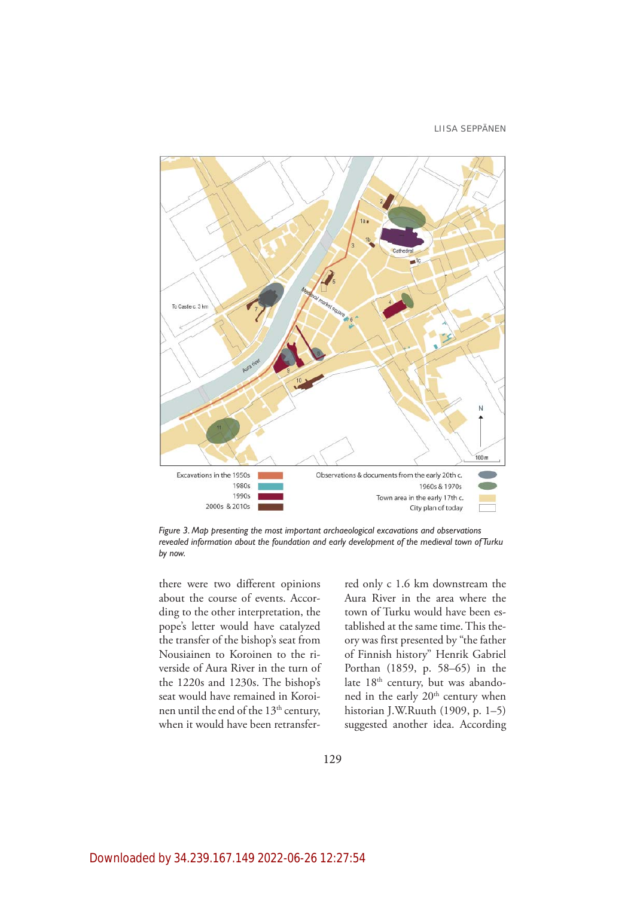*Figure 3. Map presenting the most important archaeological excavations and observations revealed information about the foundation and early development of the medieval town of Turku by now.*

there were two different opinions about the course of events. According to the other interpretation, the pope's letter would have catalyzed the transfer of the bishop's seat from Nousiainen to Koroinen to the riverside of Aura River in the turn of the 1220s and 1230s. The bishop's seat would have remained in Koroinen until the end of the 13th century, when it would have been retransferred only c 1.6 km downstream the Aura River in the area where the town of Turku would have been established at the same time. This theory was first presented by "the father of Finnish history" Henrik Gabriel Porthan (1859, p. 58–65) in the late 18th century, but was abandoned in the early 20th century when historian J.W.Ruuth (1909, p. 1–5) suggested another idea. According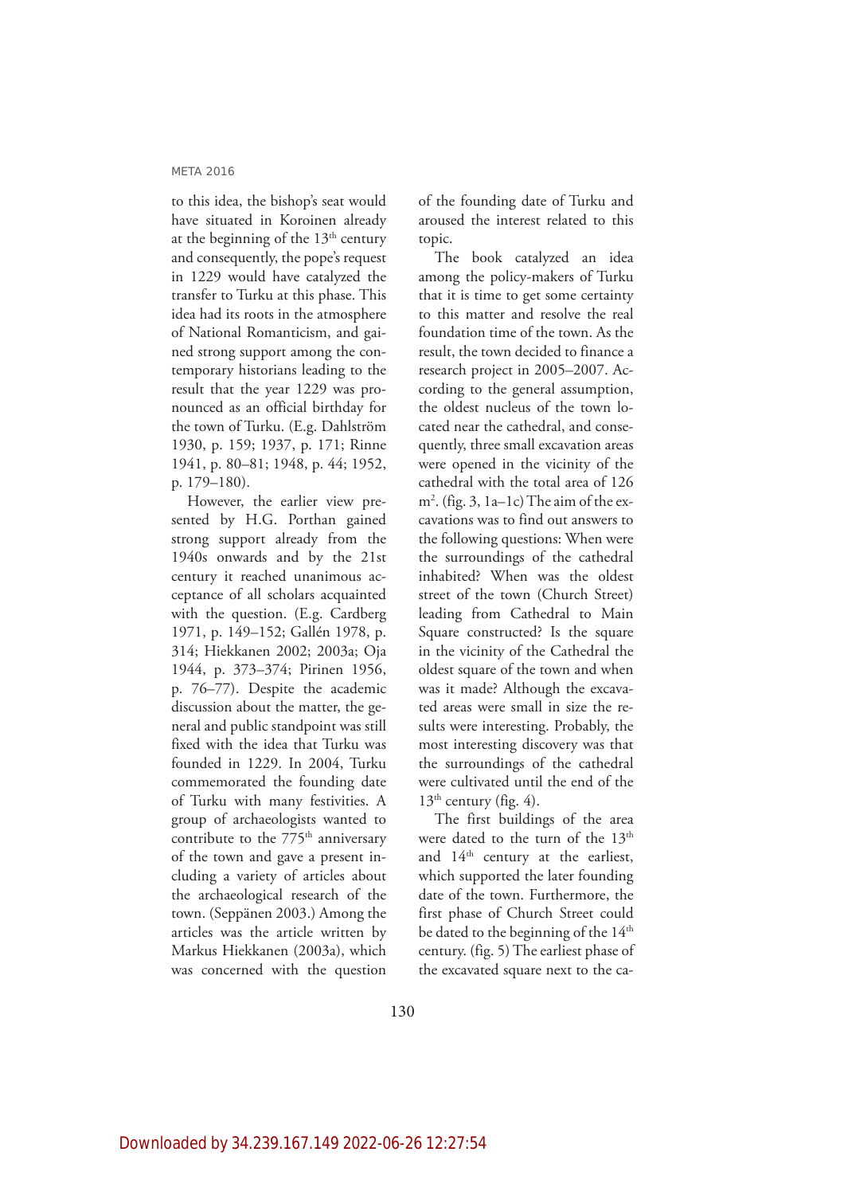to this idea, the bishop's seat would have situated in Koroinen already at the beginning of the 13th century and consequently, the pope's request in 1229 would have catalyzed the transfer to Turku at this phase. This idea had its roots in the atmosphere of National Romanticism, and gained strong support among the contemporary historians leading to the result that the year 1229 was pronounced as an official birthday for the town of Turku. (E.g. Dahlström 1930, p. 159; 1937, p. 171; Rinne 1941, p. 80–81; 1948, p. 44; 1952, p. 179–180).

However, the earlier view presented by H.G. Porthan gained strong support already from the 1940s onwards and by the 21st century it reached unanimous acceptance of all scholars acquainted with the question. (E.g. Cardberg 1971, p. 149–152; Gallén 1978, p. 314; Hiekkanen 2002; 2003a; Oja 1944, p. 373–374; Pirinen 1956, p. 76–77). Despite the academic discussion about the matter, the general and public standpoint was still fixed with the idea that Turku was founded in 1229. In 2004, Turku commemorated the founding date of Turku with many festivities. A group of archaeologists wanted to contribute to the 775th anniversary of the town and gave a present including a variety of articles about the archaeological research of the town. (Seppänen 2003.) Among the articles was the article written by Markus Hiekkanen (2003a), which was concerned with the question of the founding date of Turku and aroused the interest related to this topic.

The book catalyzed an idea among the policy-makers of Turku that it is time to get some certainty to this matter and resolve the real foundation time of the town. As the result, the town decided to finance a research project in 2005–2007. According to the general assumption, the oldest nucleus of the town located near the cathedral, and consequently, three small excavation areas were opened in the vicinity of the cathedral with the total area of 126 m$^2$. (fig. 3, 1a–1c) The aim of the excavations was to find out answers to the following questions: When were the surroundings of the cathedral inhabited? When was the oldest street of the town (Church Street) leading from Cathedral to Main Square constructed? Is the square in the vicinity of the Cathedral the oldest square of the town and when was it made? Although the excavated areas were small in size the results were interesting. Probably, the most interesting discovery was that the surroundings of the cathedral were cultivated until the end of the 13th century (fig. 4).

The first buildings of the area were dated to the turn of the 13th and 14th century at the earliest, which supported the later founding date of the town. Furthermore, the first phase of Church Street could be dated to the beginning of the 14th century. (fig. 5) The earliest phase of the excavated square next to the ca-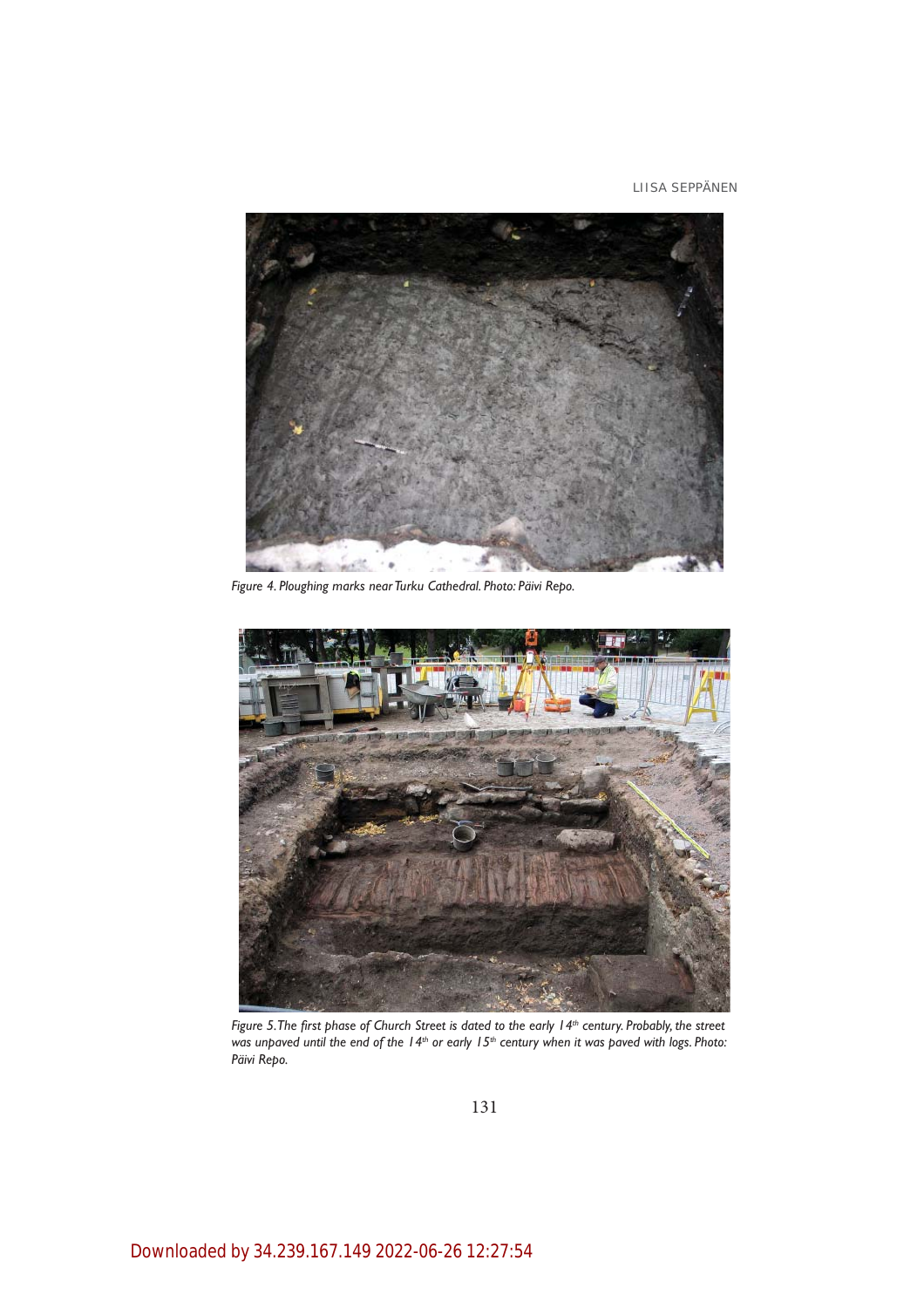*Figure 4. Ploughing marks near Turku Cathedral. Photo: Päivi Repo.*

*Figure 5. The first phase of Church Street is dated to the early 14th century. Probably, the street was unpaved until the end of the 14th or early 15th century when it was paved with logs. Photo: Päivi Repo.*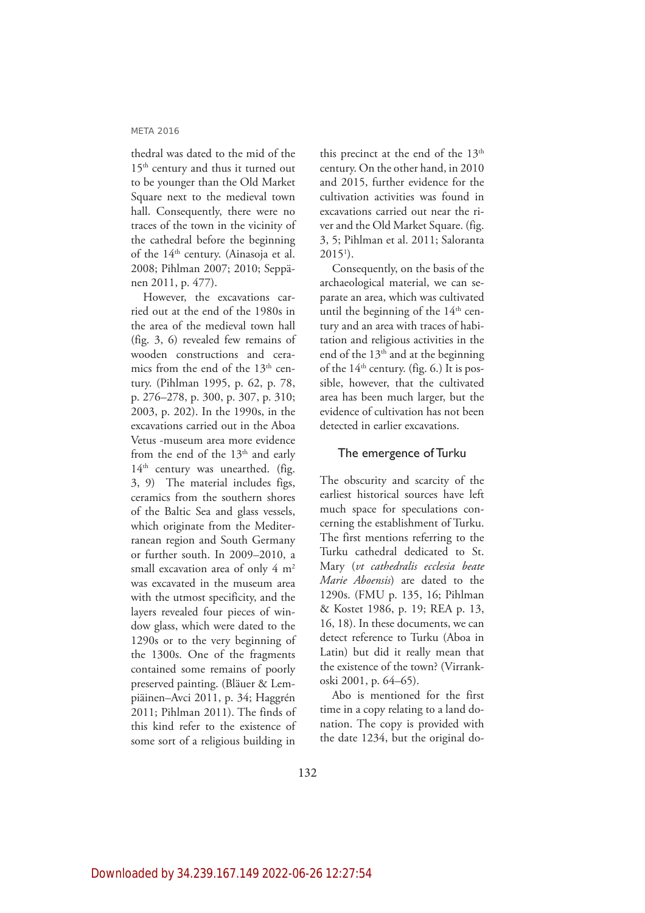thedral was dated to the mid of the 15th century and thus it turned out to be younger than the Old Market Square next to the medieval town hall. Consequently, there were no traces of the town in the vicinity of the cathedral before the beginning of the 14th century. (Ainasoja et al. 2008; Pihlman 2007; 2010; Seppänen 2011, p. 477).

However, the excavations carried out at the end of the 1980s in the area of the medieval town hall (fig. 3, 6) revealed few remains of wooden constructions and ceramics from the end of the 13th century. (Pihlman 1995, p. 62, p. 78, p. 276–278, p. 300, p. 307, p. 310; 2003, p. 202). In the 1990s, in the excavations carried out in the Aboa Vetus -museum area more evidence from the end of the 13th and early 14th century was unearthed. (fig. 3, 9) The material includes figs, ceramics from the southern shores of the Baltic Sea and glass vessels, which originate from the Mediterranean region and South Germany or further south. In 2009–2010, a small excavation area of only 4 m$^2$ was excavated in the museum area with the utmost specificity, and the layers revealed four pieces of window glass, which were dated to the 1290s or to the very beginning of the 1300s. One of the fragments contained some remains of poorly preserved painting. (Bläuer & Lempiäinen–Avci 2011, p. 34; Haggrén 2011; Pihlman 2011). The finds of this kind refer to the existence of some sort of a religious building in this precinct at the end of the 13th century. On the other hand, in 2010 and 2015, further evidence for the cultivation activities was found in excavations carried out near the river and the Old Market Square. (fig. 3, 5; Pihlman et al. 2011; Saloranta 2015[1]).

Consequently, on the basis of the archaeological material, we can separate an area, which was cultivated until the beginning of the 14th century and an area with traces of habitation and religious activities in the end of the 13th and at the beginning of the 14th century. (fig. 6.) It is possible, however, that the cultivated area has been much larger, but the evidence of cultivation has not been detected in earlier excavations.

## The emergence of Turku

The obscurity and scarcity of the earliest historical sources have left much space for speculations concerning the establishment of Turku. The first mentions referring to the Turku cathedral dedicated to St. Mary (*vt cathedralis ecclesia beate Marie Aboensis*) are dated to the 1290s. (FMU p. 135, 16; Pihlman & Kostet 1986, p. 19; REA p. 13, 16, 18). In these documents, we can detect reference to Turku (Aboa in Latin) but did it really mean that the existence of the town? (Virrankoski 2001, p. 64–65).

Abo is mentioned for the first time in a copy relating to a land donation. The copy is provided with the date 1234, but the original do-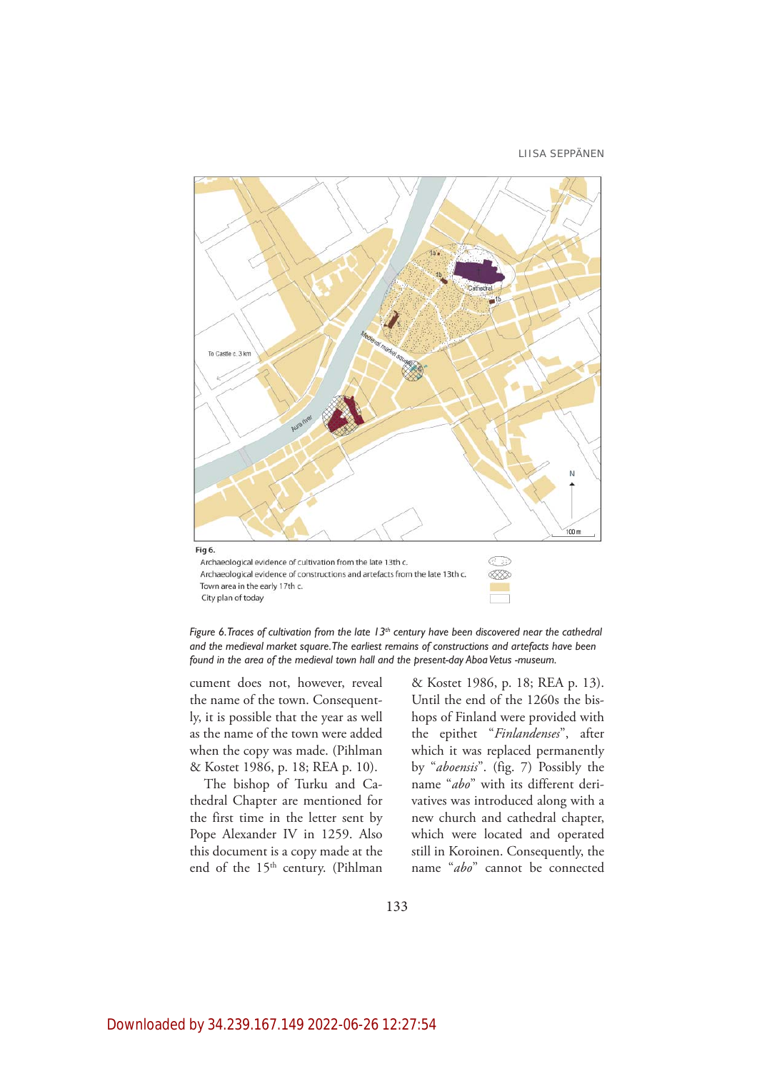Fig 6.

Archaeological evidence of cultivation from the late 13th c.

Archaeological evidence of constructions and artefacts from the late 13th c.

Town area in the early 17th c.

City plan of today

*Figure 6. Traces of cultivation from the late 13th century have been discovered near the cathedral and the medieval market square. The earliest remains of constructions and artefacts have been found in the area of the medieval town hall and the present-day Aboa Vetus -museum.*

cument does not, however, reveal the name of the town. Consequently, it is possible that the year as well as the name of the town were added when the copy was made. (Pihlman & Kostet 1986, p. 18; REA p. 10).

The bishop of Turku and Cathedral Chapter are mentioned for the first time in the letter sent by Pope Alexander IV in 1259. Also this document is a copy made at the end of the 15th century. (Pihlman & Kostet 1986, p. 18; REA p. 13). Until the end of the 1260s the bishops of Finland were provided with the epithet "*Finlandenses*", after which it was replaced permanently by "*aboensis*". (fig. 7) Possibly the name "*abo*" with its different derivatives was introduced along with a new church and cathedral chapter, which were located and operated still in Koroinen. Consequently, the name "*abo*" cannot be connected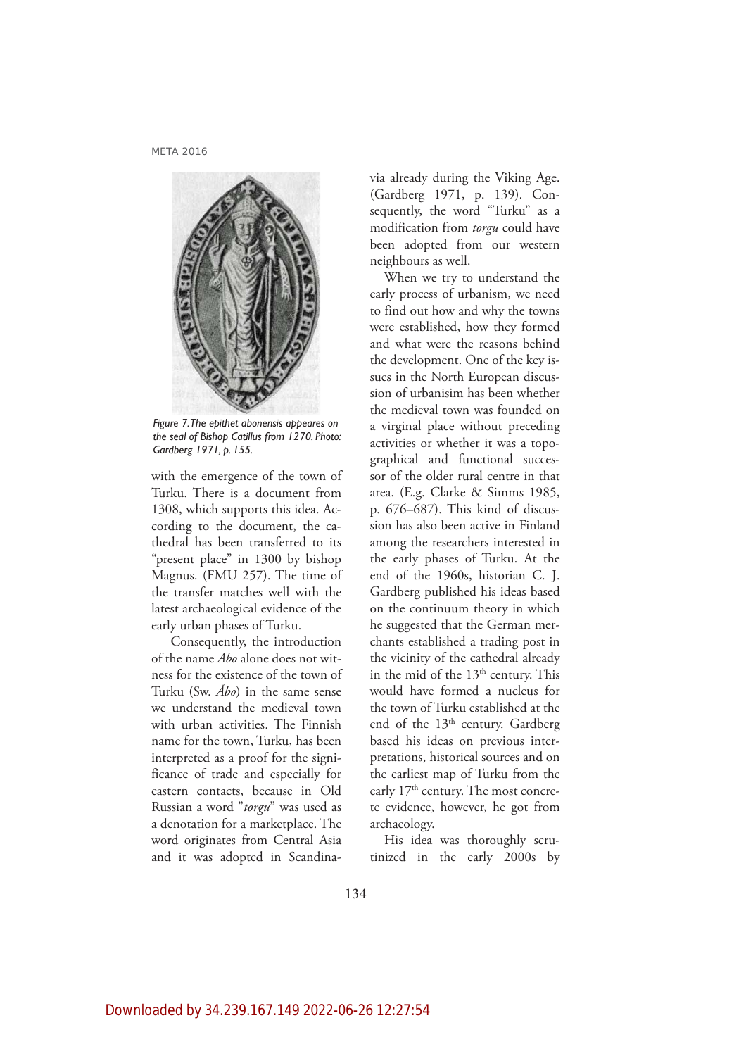*Figure 7. The epithet abonensis appeares on the seal of Bishop Catillus from 1270. Photo: Gardberg 1971, p. 155.*

with the emergence of the town of Turku. There is a document from 1308, which supports this idea. According to the document, the cathedral has been transferred to its "present place" in 1300 by bishop Magnus. (FMU 257). The time of the transfer matches well with the latest archaeological evidence of the early urban phases of Turku.

Consequently, the introduction of the name *Abo* alone does not witness for the existence of the town of Turku (Sw. *Åbo*) in the same sense we understand the medieval town with urban activities. The Finnish name for the town, Turku, has been interpreted as a proof for the significance of trade and especially for eastern contacts, because in Old Russian a word "*torgu*" was used as a denotation for a marketplace. The word originates from Central Asia and it was adopted in Scandinavia already during the Viking Age. (Gardberg 1971, p. 139). Consequently, the word "Turku" as a modification from *torgu* could have been adopted from our western neighbours as well.

When we try to understand the early process of urbanism, we need to find out how and why the towns were established, how they formed and what were the reasons behind the development. One of the key issues in the North European discussion of urbanisim has been whether the medieval town was founded on a virginal place without preceding activities or whether it was a topographical and functional successor of the older rural centre in that area. (E.g. Clarke & Simms 1985, p. 676–687). This kind of discussion has also been active in Finland among the researchers interested in the early phases of Turku. At the end of the 1960s, historian C. J. Gardberg published his ideas based on the continuum theory in which he suggested that the German merchants established a trading post in the vicinity of the cathedral already in the mid of the 13th century. This would have formed a nucleus for the town of Turku established at the end of the 13th century. Gardberg based his ideas on previous interpretations, historical sources and on the earliest map of Turku from the early 17th century. The most concrete evidence, however, he got from archaeology.

His idea was thoroughly scrutinized in the early 2000s by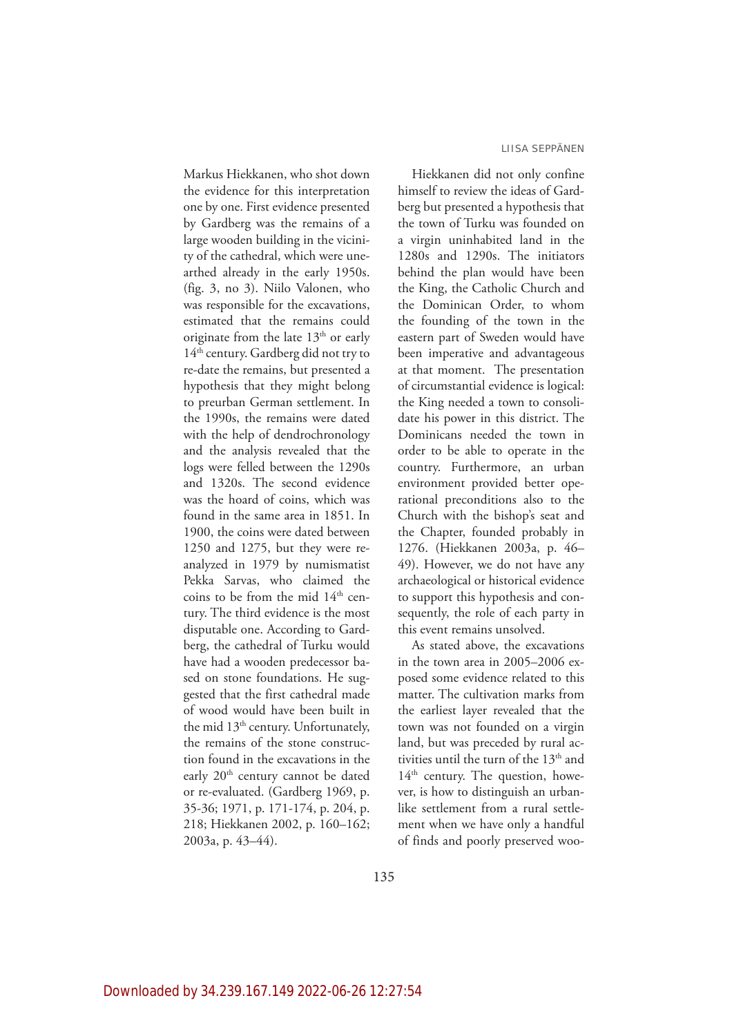Markus Hiekkanen, who shot down the evidence for this interpretation one by one. First evidence presented by Gardberg was the remains of a large wooden building in the vicinity of the cathedral, which were unearthed already in the early 1950s. (fig. 3, no 3). Niilo Valonen, who was responsible for the excavations, estimated that the remains could originate from the late 13th or early 14th century. Gardberg did not try to re-date the remains, but presented a hypothesis that they might belong to preurban German settlement. In the 1990s, the remains were dated with the help of dendrochronology and the analysis revealed that the logs were felled between the 1290s and 1320s. The second evidence was the hoard of coins, which was found in the same area in 1851. In 1900, the coins were dated between 1250 and 1275, but they were re-analyzed in 1979 by numismatist Pekka Sarvas, who claimed the coins to be from the mid 14th century. The third evidence is the most disputable one. According to Gardberg, the cathedral of Turku would have had a wooden predecessor based on stone foundations. He suggested that the first cathedral made of wood would have been built in the mid 13th century. Unfortunately, the remains of the stone construction found in the excavations in the early 20th century cannot be dated or re-evaluated. (Gardberg 1969, p. 35-36; 1971, p. 171-174, p. 204, p. 218; Hiekkanen 2002, p. 160–162; 2003a, p. 43–44).

Hiekkanen did not only confine himself to review the ideas of Gardberg but presented a hypothesis that the town of Turku was founded on a virgin uninhabited land in the 1280s and 1290s. The initiators behind the plan would have been the King, the Catholic Church and the Dominican Order, to whom the founding of the town in the eastern part of Sweden would have been imperative and advantageous at that moment. The presentation of circumstantial evidence is logical: the King needed a town to consolidate his power in this district. The Dominicans needed the town in order to be able to operate in the country. Furthermore, an urban environment provided better operational preconditions also to the Church with the bishop's seat and the Chapter, founded probably in 1276. (Hiekkanen 2003a, p. 46–49). However, we do not have any archaeological or historical evidence to support this hypothesis and consequently, the role of each party in this event remains unsolved.

As stated above, the excavations in the town area in 2005–2006 exposed some evidence related to this matter. The cultivation marks from the earliest layer revealed that the town was not founded on a virgin land, but was preceded by rural activities until the turn of the 13th and 14th century. The question, however, is how to distinguish an urban-like settlement from a rural settlement when we have only a handful of finds and poorly preserved woo-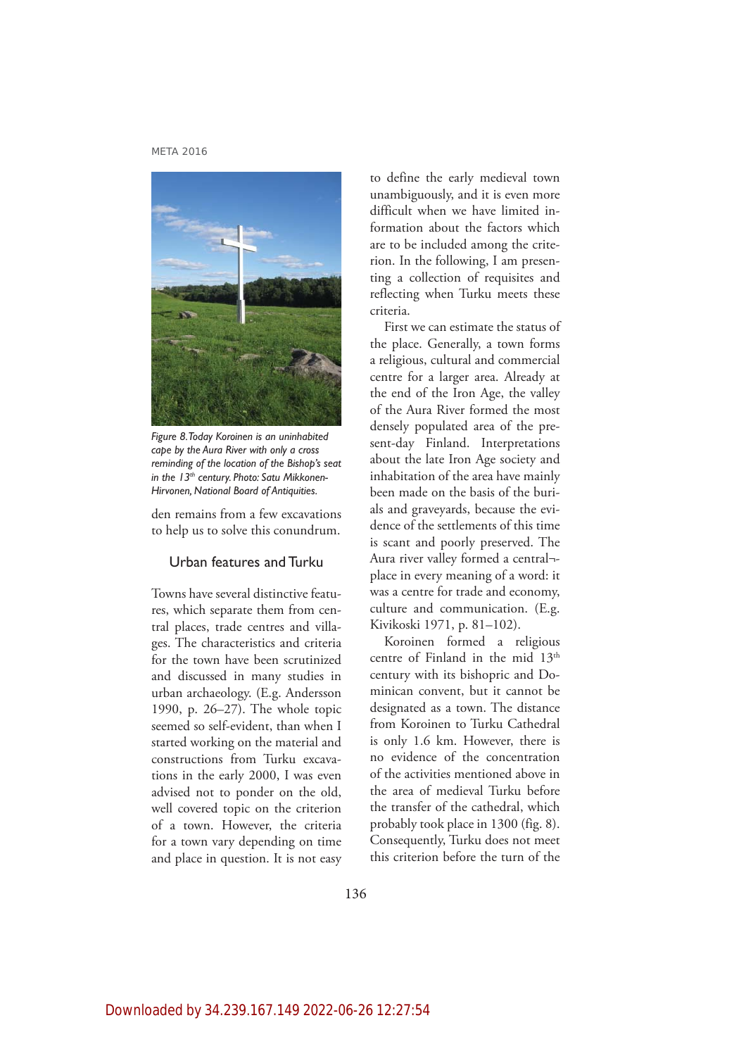*Figure 8. Today Koroinen is an uninhabited cape by the Aura River with only a cross reminding of the location of the Bishop's seat in the 13th century. Photo: Satu Mikkonen-Hirvonen, National Board of Antiquities.*

den remains from a few excavations to help us to solve this conundrum.

## Urban features and Turku

Towns have several distinctive features, which separate them from central places, trade centres and villages. The characteristics and criteria for the town have been scrutinized and discussed in many studies in urban archaeology. (E.g. Andersson 1990, p. 26–27). The whole topic seemed so self-evident, than when I started working on the material and constructions from Turku excavations in the early 2000, I was even advised not to ponder on the old, well covered topic on the criterion of a town. However, the criteria for a town vary depending on time and place in question. It is not easy to define the early medieval town unambiguously, and it is even more difficult when we have limited information about the factors which are to be included among the criterion. In the following, I am presenting a collection of requisites and reflecting when Turku meets these criteria.

First we can estimate the status of the place. Generally, a town forms a religious, cultural and commercial centre for a larger area. Already at the end of the Iron Age, the valley of the Aura River formed the most densely populated area of the present-day Finland. Interpretations about the late Iron Age society and inhabitation of the area have mainly been made on the basis of the burials and graveyards, because the evidence of the settlements of this time is scant and poorly preserved. The Aura river valley formed a central¬place in every meaning of a word: it was a centre for trade and economy, culture and communication. (E.g. Kivikoski 1971, p. 81–102).

Koroinen formed a religious centre of Finland in the mid 13th century with its bishopric and Dominican convent, but it cannot be designated as a town. The distance from Koroinen to Turku Cathedral is only 1.6 km. However, there is no evidence of the concentration of the activities mentioned above in the area of medieval Turku before the transfer of the cathedral, which probably took place in 1300 (fig. 8). Consequently, Turku does not meet this criterion before the turn of the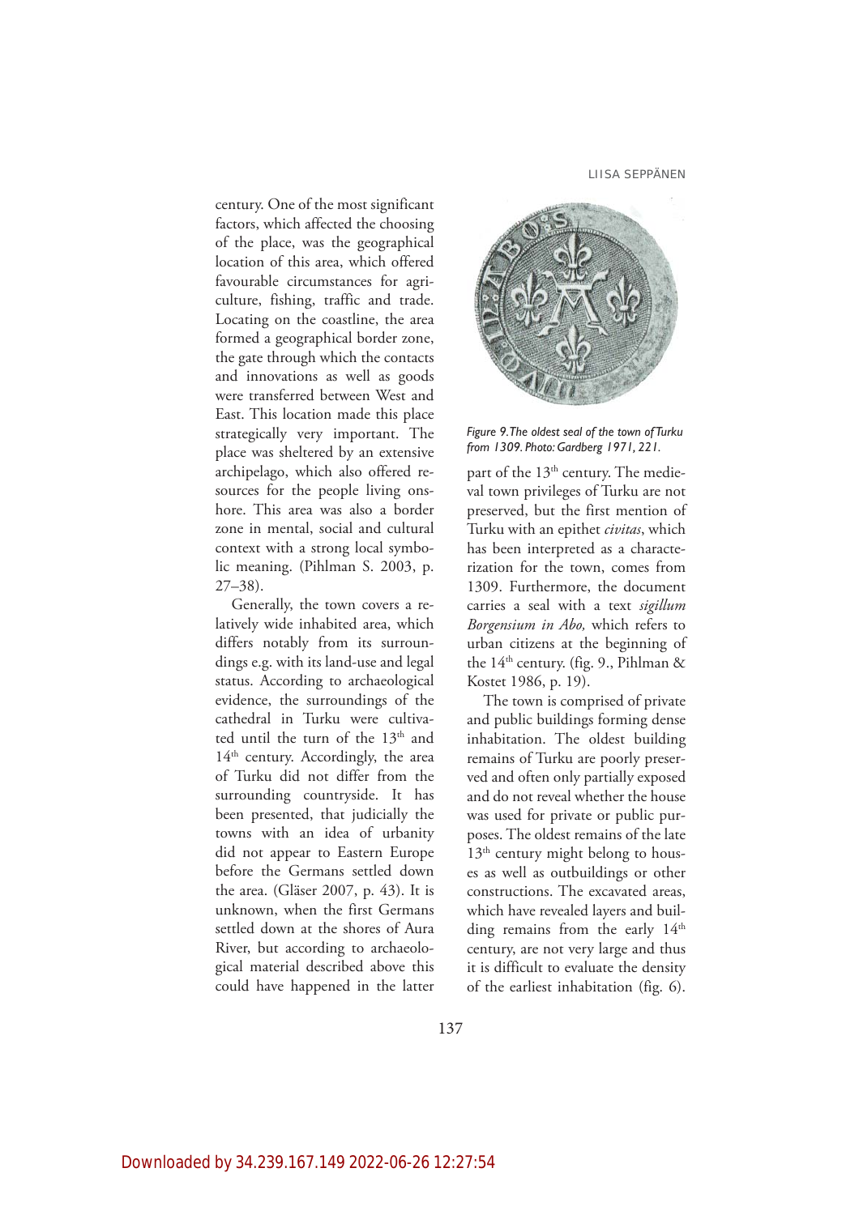century. One of the most significant factors, which affected the choosing of the place, was the geographical location of this area, which offered favourable circumstances for agriculture, fishing, traffic and trade. Locating on the coastline, the area formed a geographical border zone, the gate through which the contacts and innovations as well as goods were transferred between West and East. This location made this place strategically very important. The place was sheltered by an extensive archipelago, which also offered resources for the people living onshore. This area was also a border zone in mental, social and cultural context with a strong local symbolic meaning. (Pihlman S. 2003, p. 27–38).

Generally, the town covers a relatively wide inhabited area, which differs notably from its surroundings e.g. with its land-use and legal status. According to archaeological evidence, the surroundings of the cathedral in Turku were cultivated until the turn of the 13th and 14th century. Accordingly, the area of Turku did not differ from the surrounding countryside. It has been presented, that judicially the towns with an idea of urbanity did not appear to Eastern Europe before the Germans settled down the area. (Gläser 2007, p. 43). It is unknown, when the first Germans settled down at the shores of Aura River, but according to archaeological material described above this could have happened in the latter part of the 13th century. The medieval town privileges of Turku are not preserved, but the first mention of Turku with an epithet *civitas*, which has been interpreted as a characterization for the town, comes from 1309. Furthermore, the document carries a seal with a text *sigillum Borgensium in Abo,* which refers to urban citizens at the beginning of the 14th century. (fig. 9., Pihlman & Kostet 1986, p. 19).

*Figure 9. The oldest seal of the town of Turku from 1309. Photo: Gardberg 1971, 221.*

The town is comprised of private and public buildings forming dense inhabitation. The oldest building remains of Turku are poorly preserved and often only partially exposed and do not reveal whether the house was used for private or public purposes. The oldest remains of the late 13th century might belong to houses as well as outbuildings or other constructions. The excavated areas, which have revealed layers and building remains from the early 14th century, are not very large and thus it is difficult to evaluate the density of the earliest inhabitation (fig. 6).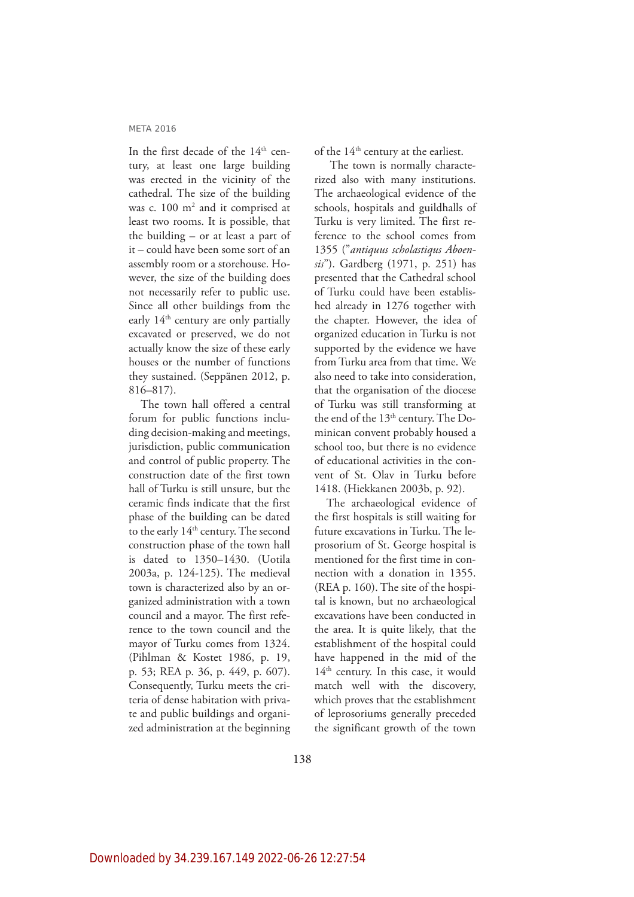In the first decade of the 14th century, at least one large building was erected in the vicinity of the cathedral. The size of the building was c. 100 m$^2$ and it comprised at least two rooms. It is possible, that the building – or at least a part of it – could have been some sort of an assembly room or a storehouse. However, the size of the building does not necessarily refer to public use. Since all other buildings from the early 14th century are only partially excavated or preserved, we do not actually know the size of these early houses or the number of functions they sustained. (Seppänen 2012, p. 816–817).

The town hall offered a central forum for public functions including decision-making and meetings, jurisdiction, public communication and control of public property. The construction date of the first town hall of Turku is still unsure, but the ceramic finds indicate that the first phase of the building can be dated to the early 14th century. The second construction phase of the town hall is dated to 1350–1430. (Uotila 2003a, p. 124-125). The medieval town is characterized also by an organized administration with a town council and a mayor. The first reference to the town council and the mayor of Turku comes from 1324. (Pihlman & Kostet 1986, p. 19, p. 53; REA p. 36, p. 449, p. 607). Consequently, Turku meets the criteria of dense habitation with private and public buildings and organized administration at the beginning of the 14th century at the earliest.

The town is normally characterized also with many institutions. The archaeological evidence of the schools, hospitals and guildhalls of Turku is very limited. The first reference to the school comes from 1355 ("*antiquus scholastiqus Aboensis*"). Gardberg (1971, p. 251) has presented that the Cathedral school of Turku could have been established already in 1276 together with the chapter. However, the idea of organized education in Turku is not supported by the evidence we have from Turku area from that time. We also need to take into consideration, that the organisation of the diocese of Turku was still transforming at the end of the 13th century. The Dominican convent probably housed a school too, but there is no evidence of educational activities in the convent of St. Olav in Turku before 1418. (Hiekkanen 2003b, p. 92).

The archaeological evidence of the first hospitals is still waiting for future excavations in Turku. The leprosorium of St. George hospital is mentioned for the first time in connection with a donation in 1355. (REA p. 160). The site of the hospital is known, but no archaeological excavations have been conducted in the area. It is quite likely, that the establishment of the hospital could have happened in the mid of the 14th century. In this case, it would match well with the discovery, which proves that the establishment of leprosoriums generally preceded the significant growth of the town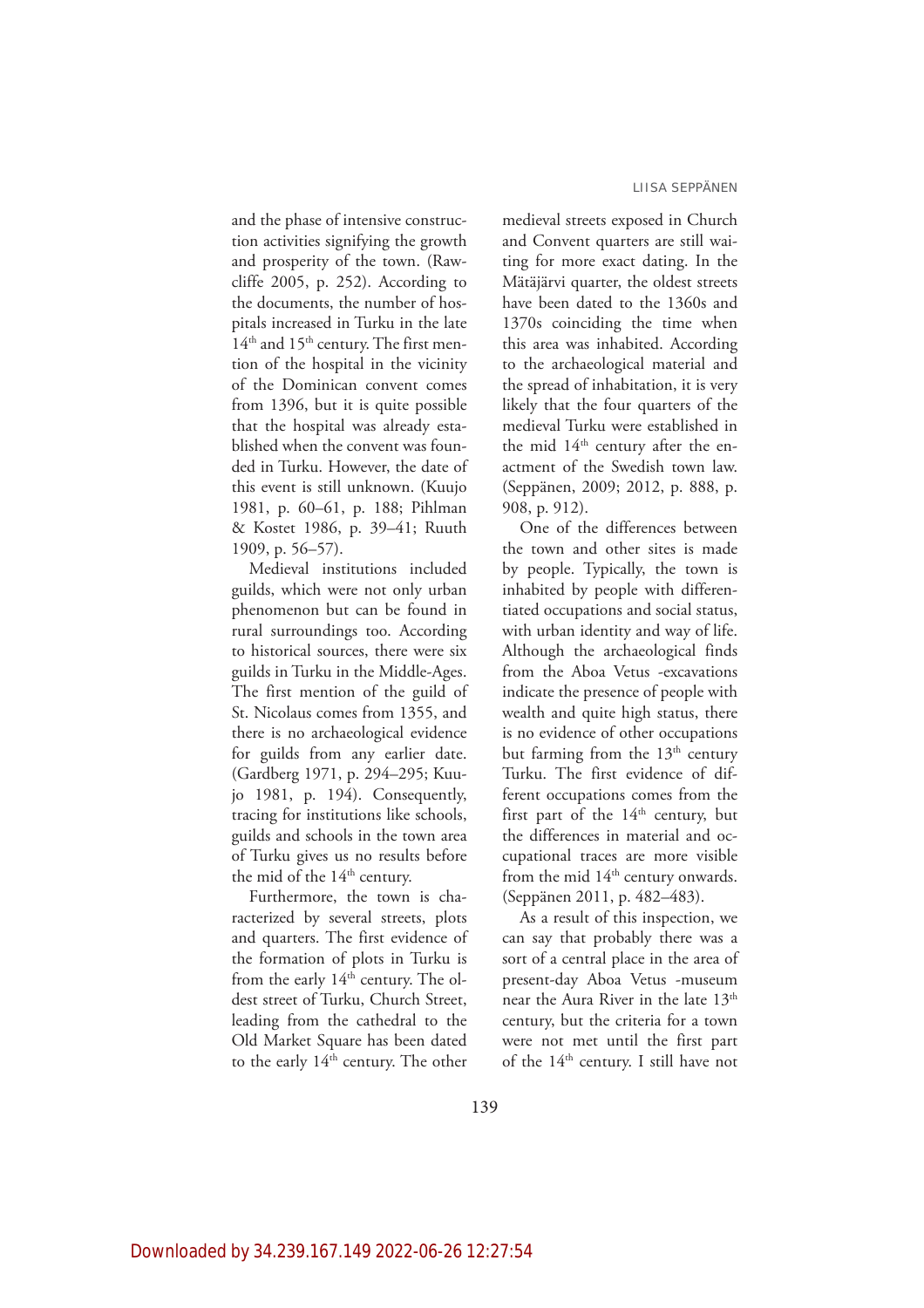and the phase of intensive construction activities signifying the growth and prosperity of the town. (Rawcliffe 2005, p. 252). According to the documents, the number of hospitals increased in Turku in the late 14th and 15th century. The first mention of the hospital in the vicinity of the Dominican convent comes from 1396, but it is quite possible that the hospital was already established when the convent was founded in Turku. However, the date of this event is still unknown. (Kuujo 1981, p. 60–61, p. 188; Pihlman & Kostet 1986, p. 39–41; Ruuth 1909, p. 56–57).

Medieval institutions included guilds, which were not only urban phenomenon but can be found in rural surroundings too. According to historical sources, there were six guilds in Turku in the Middle-Ages. The first mention of the guild of St. Nicolaus comes from 1355, and there is no archaeological evidence for guilds from any earlier date. (Gardberg 1971, p. 294–295; Kuujo 1981, p. 194). Consequently, tracing for institutions like schools, guilds and schools in the town area of Turku gives us no results before the mid of the 14th century.

Furthermore, the town is characterized by several streets, plots and quarters. The first evidence of the formation of plots in Turku is from the early 14th century. The oldest street of Turku, Church Street, leading from the cathedral to the Old Market Square has been dated to the early 14th century. The other medieval streets exposed in Church and Convent quarters are still waiting for more exact dating. In the Mätäjärvi quarter, the oldest streets have been dated to the 1360s and 1370s coinciding the time when this area was inhabited. According to the archaeological material and the spread of inhabitation, it is very likely that the four quarters of the medieval Turku were established in the mid 14th century after the enactment of the Swedish town law. (Seppänen, 2009; 2012, p. 888, p. 908, p. 912).

One of the differences between the town and other sites is made by people. Typically, the town is inhabited by people with differentiated occupations and social status, with urban identity and way of life. Although the archaeological finds from the Aboa Vetus -excavations indicate the presence of people with wealth and quite high status, there is no evidence of other occupations but farming from the 13th century Turku. The first evidence of different occupations comes from the first part of the 14th century, but the differences in material and occupational traces are more visible from the mid 14th century onwards. (Seppänen 2011, p. 482–483).

As a result of this inspection, we can say that probably there was a sort of a central place in the area of present-day Aboa Vetus -museum near the Aura River in the late 13th century, but the criteria for a town were not met until the first part of the 14th century. I still have not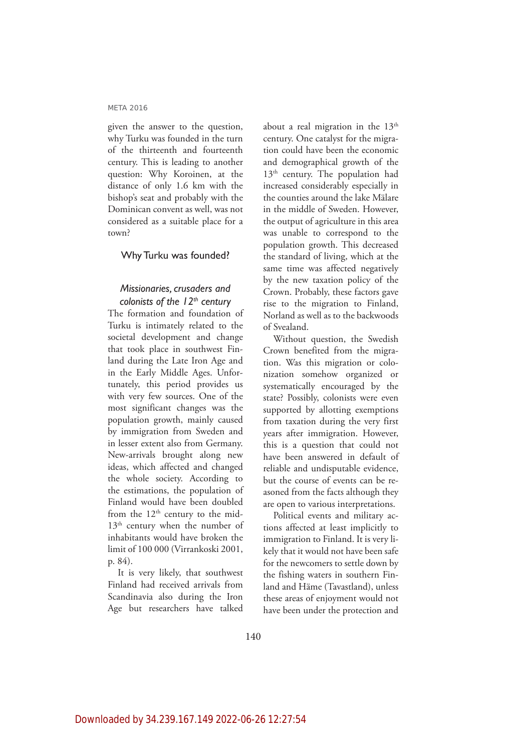given the answer to the question, why Turku was founded in the turn of the thirteenth and fourteenth century. This is leading to another question: Why Koroinen, at the distance of only 1.6 km with the bishop's seat and probably with the Dominican convent as well, was not considered as a suitable place for a town?

## Why Turku was founded?

### *Missionaries, crusaders and colonists of the 12th century*

The formation and foundation of Turku is intimately related to the societal development and change that took place in southwest Finland during the Late Iron Age and in the Early Middle Ages. Unfortunately, this period provides us with very few sources. One of the most significant changes was the population growth, mainly caused by immigration from Sweden and in lesser extent also from Germany. New-arrivals brought along new ideas, which affected and changed the whole society. According to the estimations, the population of Finland would have been doubled from the 12th century to the mid-13th century when the number of inhabitants would have broken the limit of 100 000 (Virrankoski 2001, p. 84).

It is very likely, that southwest Finland had received arrivals from Scandinavia also during the Iron Age but researchers have talked about a real migration in the 13th century. One catalyst for the migration could have been the economic and demographical growth of the 13th century. The population had increased considerably especially in the counties around the lake Mälare in the middle of Sweden. However, the output of agriculture in this area was unable to correspond to the population growth. This decreased the standard of living, which at the same time was affected negatively by the new taxation policy of the Crown. Probably, these factors gave rise to the migration to Finland, Norland as well as to the backwoods of Svealand.

Without question, the Swedish Crown benefited from the migration. Was this migration or colonization somehow organized or systematically encouraged by the state? Possibly, colonists were even supported by allotting exemptions from taxation during the very first years after immigration. However, this is a question that could not have been answered in default of reliable and undisputable evidence, but the course of events can be reasoned from the facts although they are open to various interpretations.

Political events and military actions affected at least implicitly to immigration to Finland. It is very likely that it would not have been safe for the newcomers to settle down by the fishing waters in southern Finland and Häme (Tavastland), unless these areas of enjoyment would not have been under the protection and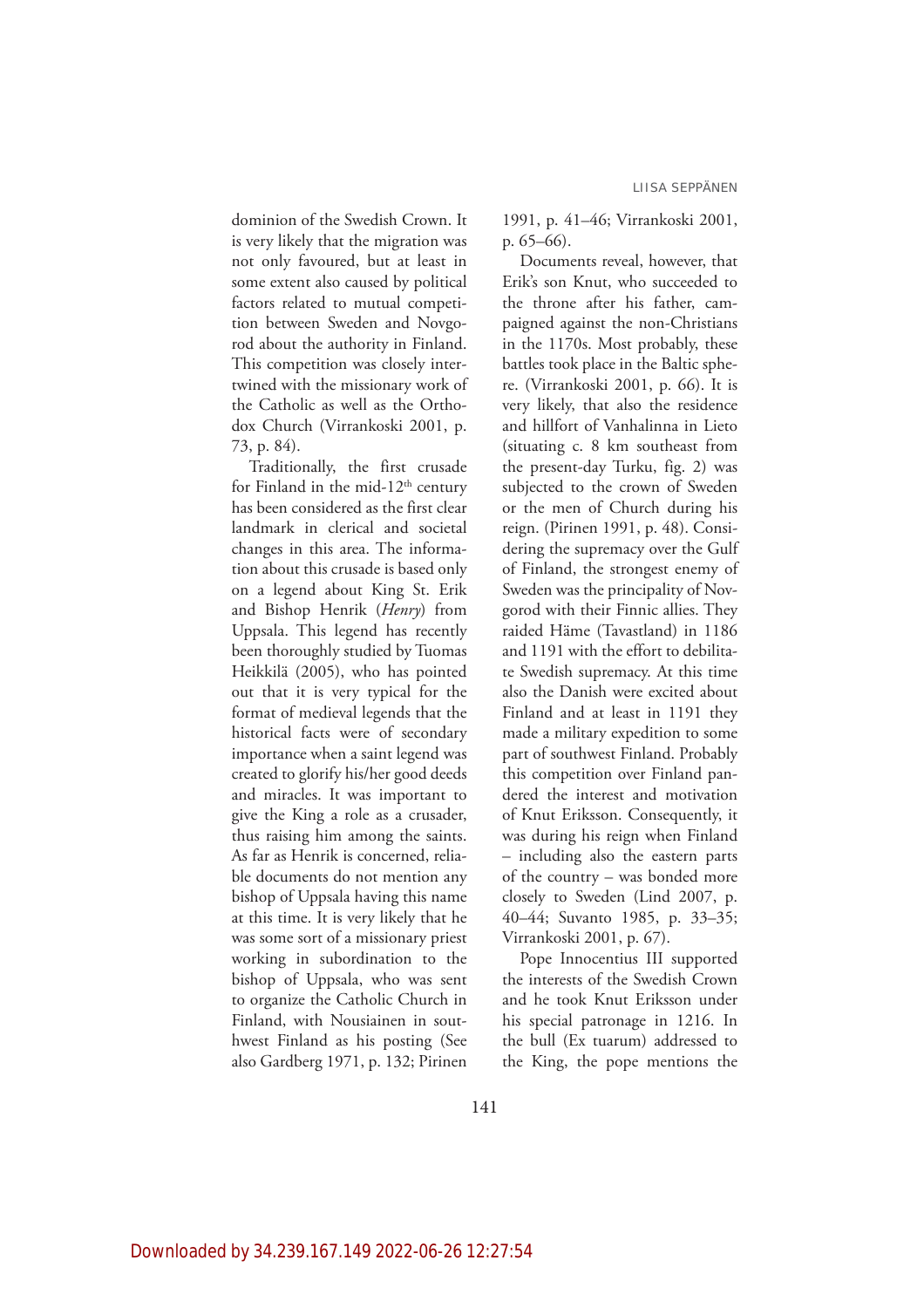dominion of the Swedish Crown. It is very likely that the migration was not only favoured, but at least in some extent also caused by political factors related to mutual competition between Sweden and Novgorod about the authority in Finland. This competition was closely intertwined with the missionary work of the Catholic as well as the Orthodox Church (Virrankoski 2001, p. 73, p. 84).

Traditionally, the first crusade for Finland in the mid-12[th] century has been considered as the first clear landmark in clerical and societal changes in this area. The information about this crusade is based only on a legend about King St. Erik and Bishop Henrik (*Henry*) from Uppsala. This legend has recently been thoroughly studied by Tuomas Heikkilä (2005), who has pointed out that it is very typical for the format of medieval legends that the historical facts were of secondary importance when a saint legend was created to glorify his/her good deeds and miracles. It was important to give the King a role as a crusader, thus raising him among the saints. As far as Henrik is concerned, reliable documents do not mention any bishop of Uppsala having this name at this time. It is very likely that he was some sort of a missionary priest working in subordination to the bishop of Uppsala, who was sent to organize the Catholic Church in Finland, with Nousiainen in southwest Finland as his posting (See also Gardberg 1971, p. 132; Pirinen 1991, p. 41–46; Virrankoski 2001, p. 65–66).

Documents reveal, however, that Erik's son Knut, who succeeded to the throne after his father, campaigned against the non-Christians in the 1170s. Most probably, these battles took place in the Baltic sphere. (Virrankoski 2001, p. 66). It is very likely, that also the residence and hillfort of Vanhalinna in Lieto (situating c. 8 km southeast from the present-day Turku, fig. 2) was subjected to the crown of Sweden or the men of Church during his reign. (Pirinen 1991, p. 48). Considering the supremacy over the Gulf of Finland, the strongest enemy of Sweden was the principality of Novgorod with their Finnic allies. They raided Häme (Tavastland) in 1186 and 1191 with the effort to debilitate Swedish supremacy. At this time also the Danish were excited about Finland and at least in 1191 they made a military expedition to some part of southwest Finland. Probably this competition over Finland pandered the interest and motivation of Knut Eriksson. Consequently, it was during his reign when Finland – including also the eastern parts of the country – was bonded more closely to Sweden (Lind 2007, p. 40–44; Suvanto 1985, p. 33–35; Virrankoski 2001, p. 67).

Pope Innocentius III supported the interests of the Swedish Crown and he took Knut Eriksson under his special patronage in 1216. In the bull (Ex tuarum) addressed to the King, the pope mentions the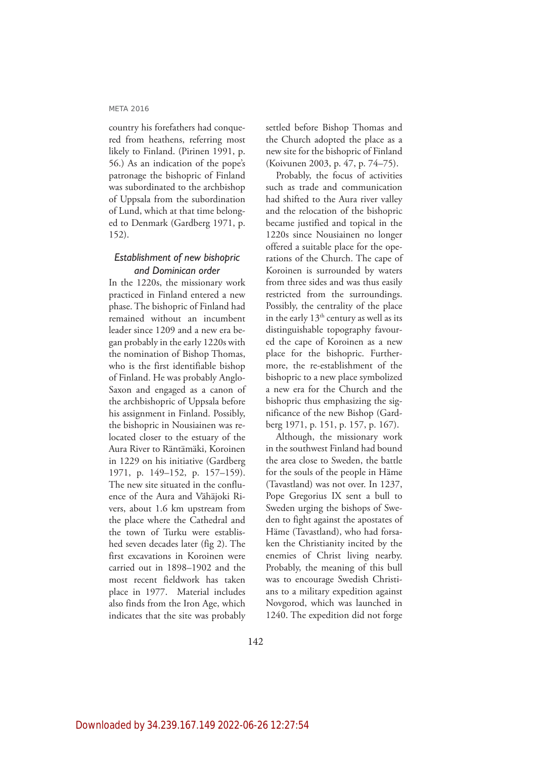country his forefathers had conquered from heathens, referring most likely to Finland. (Pirinen 1991, p. 56.) As an indication of the pope's patronage the bishopric of Finland was subordinated to the archbishop of Uppsala from the subordination of Lund, which at that time belonged to Denmark (Gardberg 1971, p. 152).

### *Establishment of new bishopric and Dominican order*

In the 1220s, the missionary work practiced in Finland entered a new phase. The bishopric of Finland had remained without an incumbent leader since 1209 and a new era began probably in the early 1220s with the nomination of Bishop Thomas, who is the first identifiable bishop of Finland. He was probably Anglo-Saxon and engaged as a canon of the archbishopric of Uppsala before his assignment in Finland. Possibly, the bishopric in Nousiainen was relocated closer to the estuary of the Aura River to Räntämäki, Koroinen in 1229 on his initiative (Gardberg 1971, p. 149–152, p. 157–159). The new site situated in the confluence of the Aura and Vähäjoki Rivers, about 1.6 km upstream from the place where the Cathedral and the town of Turku were established seven decades later (fig 2). The first excavations in Koroinen were carried out in 1898–1902 and the most recent fieldwork has taken place in 1977. Material includes also finds from the Iron Age, which indicates that the site was probably settled before Bishop Thomas and the Church adopted the place as a new site for the bishopric of Finland (Koivunen 2003, p. 47, p. 74–75).

Probably, the focus of activities such as trade and communication had shifted to the Aura river valley and the relocation of the bishopric became justified and topical in the 1220s since Nousiainen no longer offered a suitable place for the operations of the Church. The cape of Koroinen is surrounded by waters from three sides and was thus easily restricted from the surroundings. Possibly, the centrality of the place in the early 13th century as well as its distinguishable topography favoured the cape of Koroinen as a new place for the bishopric. Furthermore, the re-establishment of the bishopric to a new place symbolized a new era for the Church and the bishopric thus emphasizing the significance of the new Bishop (Gardberg 1971, p. 151, p. 157, p. 167).

Although, the missionary work in the southwest Finland had bound the area close to Sweden, the battle for the souls of the people in Häme (Tavastland) was not over. In 1237, Pope Gregorius IX sent a bull to Sweden urging the bishops of Sweden to fight against the apostates of Häme (Tavastland), who had forsaken the Christianity incited by the enemies of Christ living nearby. Probably, the meaning of this bull was to encourage Swedish Christians to a military expedition against Novgorod, which was launched in 1240. The expedition did not forge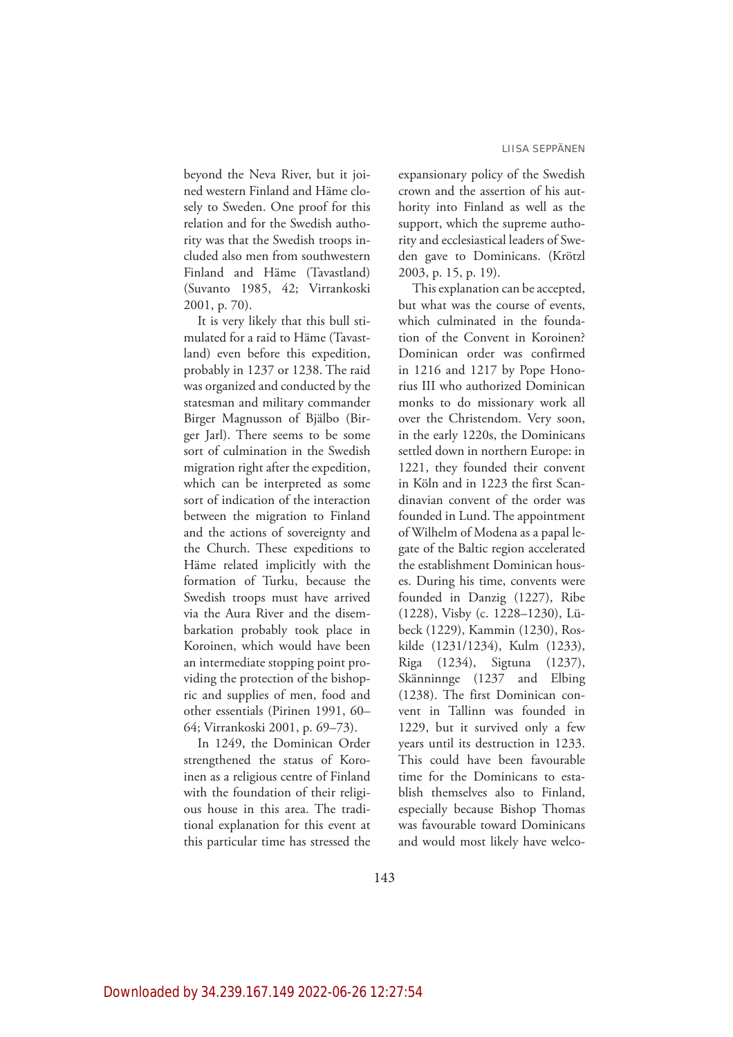beyond the Neva River, but it joined western Finland and Häme closely to Sweden. One proof for this relation and for the Swedish authority was that the Swedish troops included also men from southwestern Finland and Häme (Tavastland) (Suvanto 1985, 42; Virrankoski 2001, p. 70).

It is very likely that this bull stimulated for a raid to Häme (Tavastland) even before this expedition, probably in 1237 or 1238. The raid was organized and conducted by the statesman and military commander Birger Magnusson of Bjälbo (Birger Jarl). There seems to be some sort of culmination in the Swedish migration right after the expedition, which can be interpreted as some sort of indication of the interaction between the migration to Finland and the actions of sovereignty and the Church. These expeditions to Häme related implicitly with the formation of Turku, because the Swedish troops must have arrived via the Aura River and the disembarkation probably took place in Koroinen, which would have been an intermediate stopping point providing the protection of the bishopric and supplies of men, food and other essentials (Pirinen 1991, 60–64; Virrankoski 2001, p. 69–73).

In 1249, the Dominican Order strengthened the status of Koroinen as a religious centre of Finland with the foundation of their religious house in this area. The traditional explanation for this event at this particular time has stressed the expansionary policy of the Swedish crown and the assertion of his authority into Finland as well as the support, which the supreme authority and ecclesiastical leaders of Sweden gave to Dominicans. (Krötzl 2003, p. 15, p. 19).

This explanation can be accepted, but what was the course of events, which culminated in the foundation of the Convent in Koroinen? Dominican order was confirmed in 1216 and 1217 by Pope Honorius III who authorized Dominican monks to do missionary work all over the Christendom. Very soon, in the early 1220s, the Dominicans settled down in northern Europe: in 1221, they founded their convent in Köln and in 1223 the first Scandinavian convent of the order was founded in Lund. The appointment of Wilhelm of Modena as a papal legate of the Baltic region accelerated the establishment Dominican houses. During his time, convents were founded in Danzig (1227), Ribe (1228), Visby (c. 1228–1230), Lübeck (1229), Kammin (1230), Roskilde (1231/1234), Kulm (1233), Riga (1234), Sigtuna (1237), Skänninnge (1237 and Elbing (1238). The first Dominican convent in Tallinn was founded in 1229, but it survived only a few years until its destruction in 1233. This could have been favourable time for the Dominicans to establish themselves also to Finland, especially because Bishop Thomas was favourable toward Dominicans and would most likely have welco-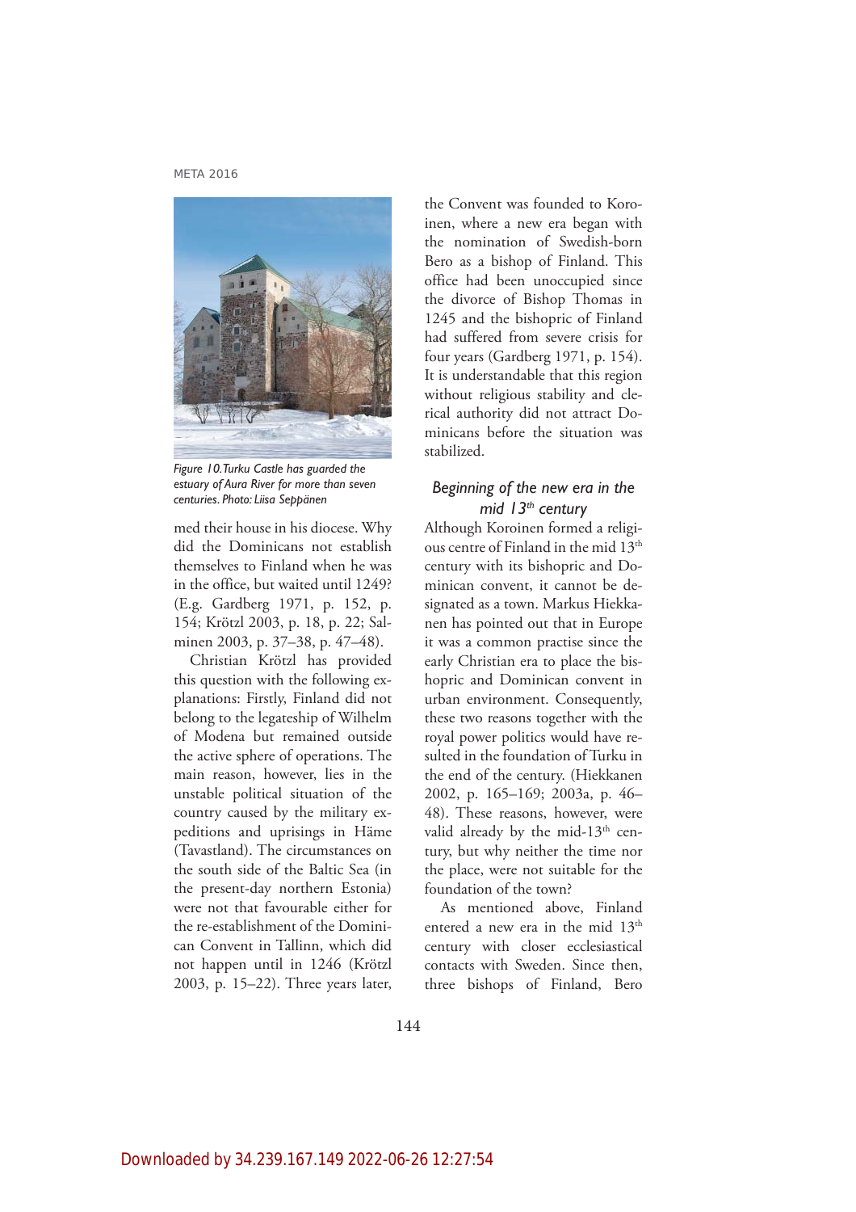*Figure 10. Turku Castle has guarded the estuary of Aura River for more than seven centuries. Photo: Liisa Seppänen*

med their house in his diocese. Why did the Dominicans not establish themselves to Finland when he was in the office, but waited until 1249? (E.g. Gardberg 1971, p. 152, p. 154; Krötzl 2003, p. 18, p. 22; Salminen 2003, p. 37–38, p. 47–48).

Christian Krötzl has provided this question with the following explanations: Firstly, Finland did not belong to the legateship of Wilhelm of Modena but remained outside the active sphere of operations. The main reason, however, lies in the unstable political situation of the country caused by the military expeditions and uprisings in Häme (Tavastland). The circumstances on the south side of the Baltic Sea (in the present-day northern Estonia) were not that favourable either for the re-establishment of the Dominican Convent in Tallinn, which did not happen until in 1246 (Krötzl 2003, p. 15–22). Three years later, the Convent was founded to Koroinen, where a new era began with the nomination of Swedish-born Bero as a bishop of Finland. This office had been unoccupied since the divorce of Bishop Thomas in 1245 and the bishopric of Finland had suffered from severe crisis for four years (Gardberg 1971, p. 154). It is understandable that this region without religious stability and clerical authority did not attract Dominicans before the situation was stabilized.

## *Beginning of the new era in the mid 13th century*

Although Koroinen formed a religious centre of Finland in the mid 13th century with its bishopric and Dominican convent, it cannot be designated as a town. Markus Hiekkanen has pointed out that in Europe it was a common practise since the early Christian era to place the bishopric and Dominican convent in urban environment. Consequently, these two reasons together with the royal power politics would have resulted in the foundation of Turku in the end of the century. (Hiekkanen 2002, p. 165–169; 2003a, p. 46–48). These reasons, however, were valid already by the mid-13th century, but why neither the time nor the place, were not suitable for the foundation of the town?

As mentioned above, Finland entered a new era in the mid 13th century with closer ecclesiastical contacts with Sweden. Since then, three bishops of Finland, Bero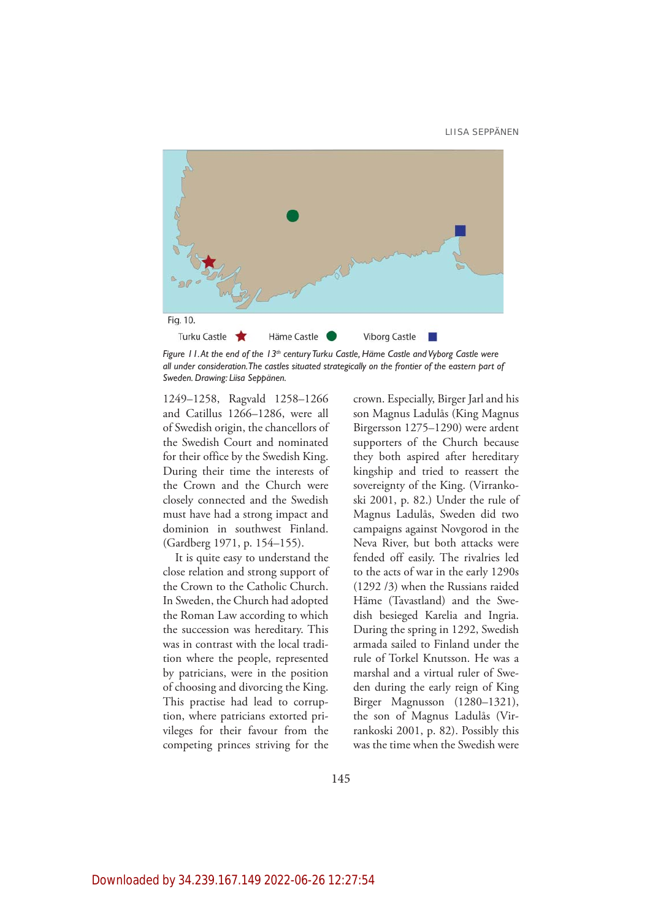Fig. 10.

Turku Castle ★ Häme Castle ● Viborg Castle ■

*Figure 11. At the end of the 13th century Turku Castle, Häme Castle and Vyborg Castle were all under consideration. The castles situated strategically on the frontier of the eastern part of Sweden. Drawing: Liisa Seppänen.*

1249–1258, Ragvald 1258–1266 and Catillus 1266–1286, were all of Swedish origin, the chancellors of the Swedish Court and nominated for their office by the Swedish King. During their time the interests of the Crown and the Church were closely connected and the Swedish must have had a strong impact and dominion in southwest Finland. (Gardberg 1971, p. 154–155).

It is quite easy to understand the close relation and strong support of the Crown to the Catholic Church. In Sweden, the Church had adopted the Roman Law according to which the succession was hereditary. This was in contrast with the local tradition where the people, represented by patricians, were in the position of choosing and divorcing the King. This practise had lead to corruption, where patricians extorted privileges for their favour from the competing princes striving for the crown. Especially, Birger Jarl and his son Magnus Ladulås (King Magnus Birgersson 1275–1290) were ardent supporters of the Church because they both aspired after hereditary kingship and tried to reassert the sovereignty of the King. (Virrankoski 2001, p. 82.) Under the rule of Magnus Ladulås, Sweden did two campaigns against Novgorod in the Neva River, but both attacks were fended off easily. The rivalries led to the acts of war in the early 1290s (1292 /3) when the Russians raided Häme (Tavastland) and the Swedish besieged Karelia and Ingria. During the spring in 1292, Swedish armada sailed to Finland under the rule of Torkel Knutsson. He was a marshal and a virtual ruler of Sweden during the early reign of King Birger Magnusson (1280–1321), the son of Magnus Ladulås (Virrankoski 2001, p. 82). Possibly this was the time when the Swedish were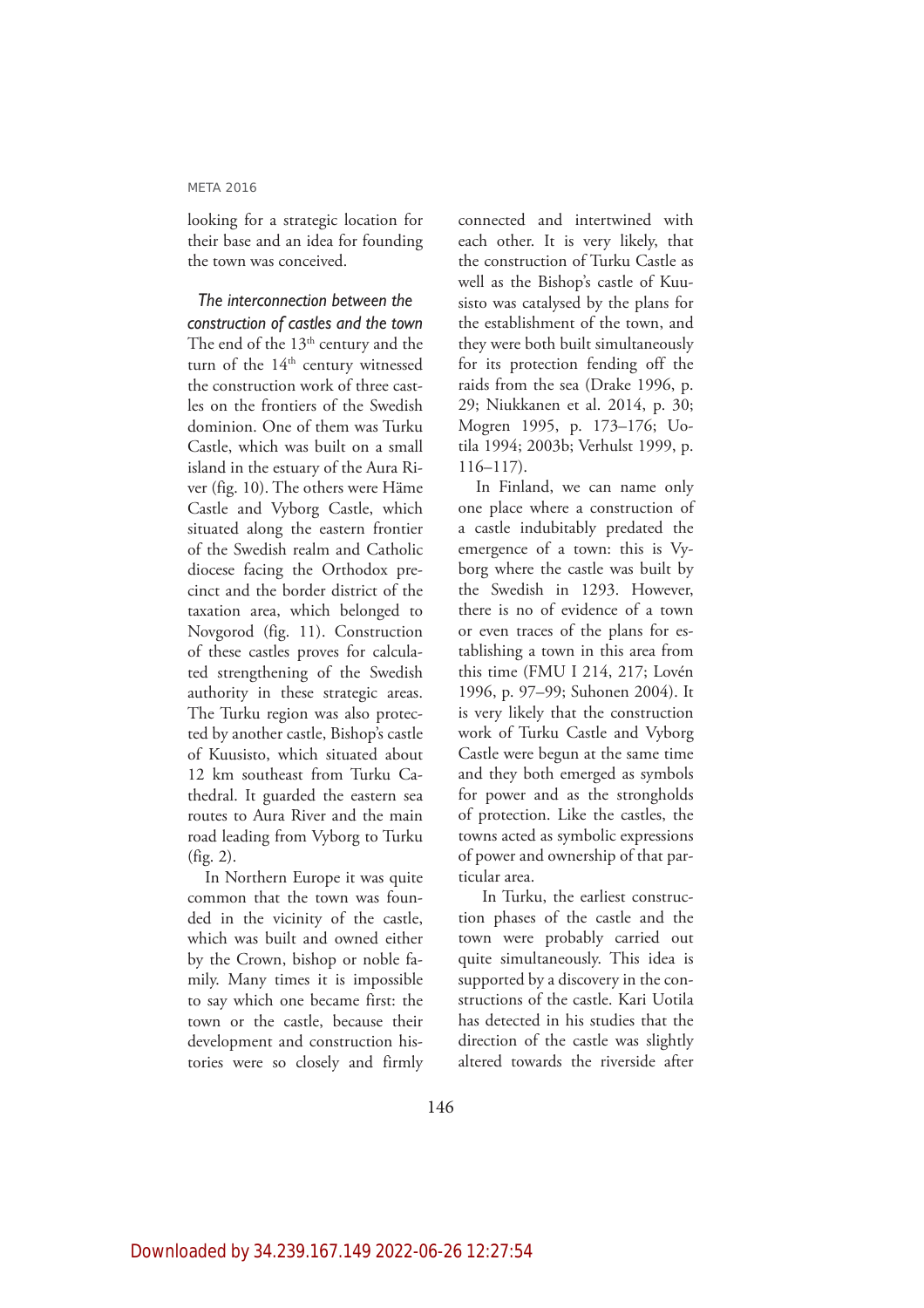looking for a strategic location for their base and an idea for founding the town was conceived.

### *The interconnection between the construction of castles and the town*

The end of the 13th century and the turn of the 14th century witnessed the construction work of three castles on the frontiers of the Swedish dominion. One of them was Turku Castle, which was built on a small island in the estuary of the Aura River (fig. 10). The others were Häme Castle and Vyborg Castle, which situated along the eastern frontier of the Swedish realm and Catholic diocese facing the Orthodox precinct and the border district of the taxation area, which belonged to Novgorod (fig. 11). Construction of these castles proves for calculated strengthening of the Swedish authority in these strategic areas. The Turku region was also protected by another castle, Bishop's castle of Kuusisto, which situated about 12 km southeast from Turku Cathedral. It guarded the eastern sea routes to Aura River and the main road leading from Vyborg to Turku (fig. 2).

In Northern Europe it was quite common that the town was founded in the vicinity of the castle, which was built and owned either by the Crown, bishop or noble family. Many times it is impossible to say which one became first: the town or the castle, because their development and construction histories were so closely and firmly connected and intertwined with each other. It is very likely, that the construction of Turku Castle as well as the Bishop's castle of Kuusisto was catalysed by the plans for the establishment of the town, and they were both built simultaneously for its protection fending off the raids from the sea (Drake 1996, p. 29; Niukkanen et al. 2014, p. 30; Mogren 1995, p. 173–176; Uotila 1994; 2003b; Verhulst 1999, p. 116–117).

In Finland, we can name only one place where a construction of a castle indubitably predated the emergence of a town: this is Vyborg where the castle was built by the Swedish in 1293. However, there is no of evidence of a town or even traces of the plans for establishing a town in this area from this time (FMU I 214, 217; Lovén 1996, p. 97–99; Suhonen 2004). It is very likely that the construction work of Turku Castle and Vyborg Castle were begun at the same time and they both emerged as symbols for power and as the strongholds of protection. Like the castles, the towns acted as symbolic expressions of power and ownership of that particular area.

In Turku, the earliest construction phases of the castle and the town were probably carried out quite simultaneously. This idea is supported by a discovery in the constructions of the castle. Kari Uotila has detected in his studies that the direction of the castle was slightly altered towards the riverside after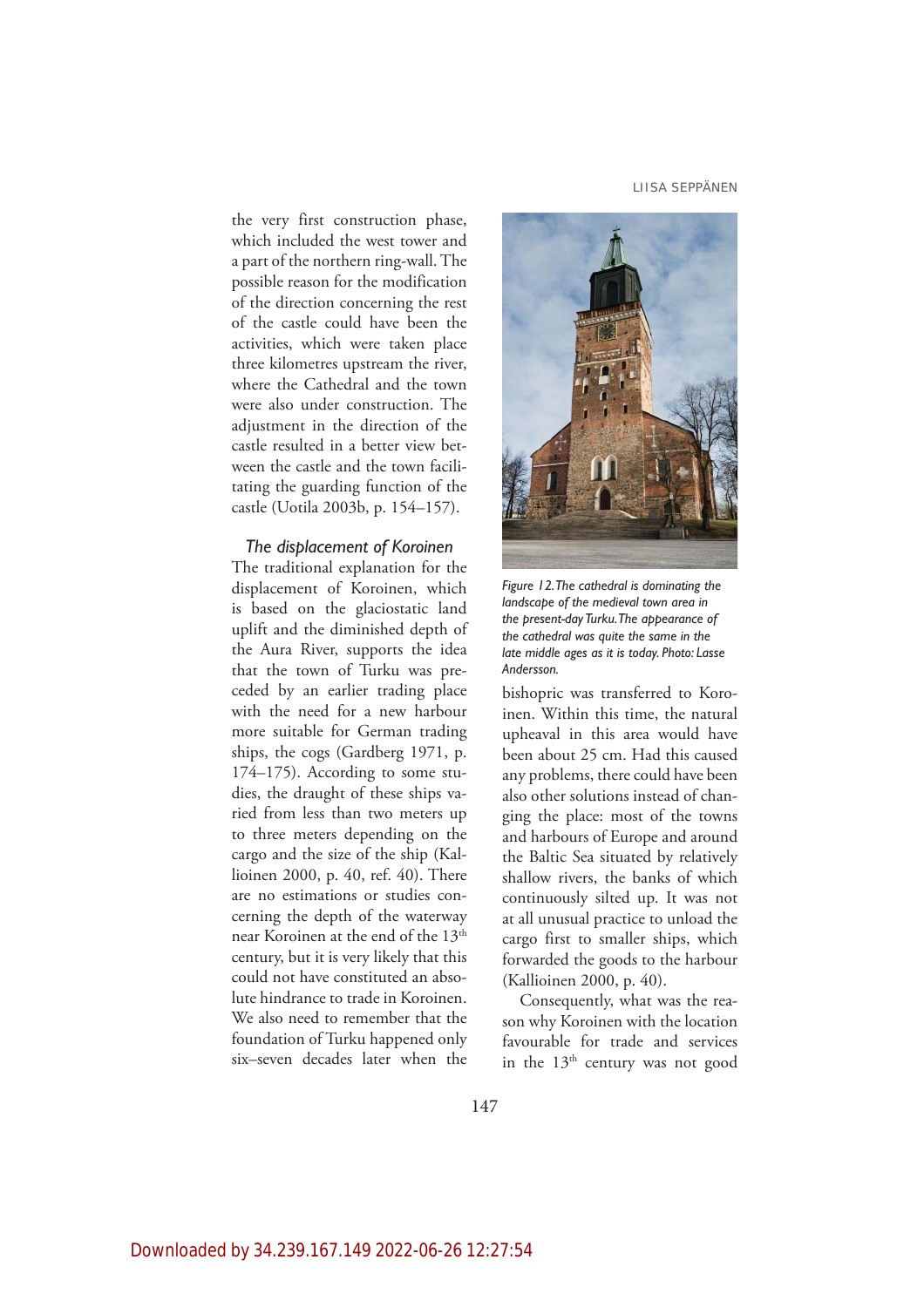the very first construction phase, which included the west tower and a part of the northern ring-wall. The possible reason for the modification of the direction concerning the rest of the castle could have been the activities, which were taken place three kilometres upstream the river, where the Cathedral and the town were also under construction. The adjustment in the direction of the castle resulted in a better view between the castle and the town facilitating the guarding function of the castle (Uotila 2003b, p. 154–157).

### *The displacement of Koroinen*

The traditional explanation for the displacement of Koroinen, which is based on the glaciostatic land uplift and the diminished depth of the Aura River, supports the idea that the town of Turku was preceded by an earlier trading place with the need for a new harbour more suitable for German trading ships, the cogs (Gardberg 1971, p. 174–175). According to some studies, the draught of these ships varied from less than two meters up to three meters depending on the cargo and the size of the ship (Kallioinen 2000, p. 40, ref. 40). There are no estimations or studies concerning the depth of the waterway near Koroinen at the end of the 13th century, but it is very likely that this could not have constituted an absolute hindrance to trade in Koroinen. We also need to remember that the foundation of Turku happened only six–seven decades later when the bishopric was transferred to Koroinen. Within this time, the natural upheaval in this area would have been about 25 cm. Had this caused any problems, there could have been also other solutions instead of changing the place: most of the towns and harbours of Europe and around the Baltic Sea situated by relatively shallow rivers, the banks of which continuously silted up. It was not at all unusual practice to unload the cargo first to smaller ships, which forwarded the goods to the harbour (Kallioinen 2000, p. 40).

*Figure 12. The cathedral is dominating the landscape of the medieval town area in the present-day Turku. The appearance of the cathedral was quite the same in the late middle ages as it is today. Photo: Lasse Andersson.*

Consequently, what was the reason why Koroinen with the location favourable for trade and services in the 13th century was not good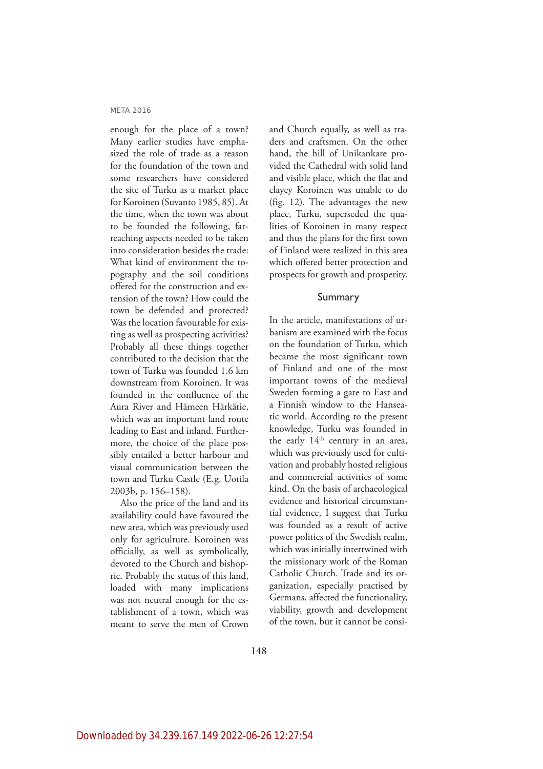enough for the place of a town? Many earlier studies have emphasized the role of trade as a reason for the foundation of the town and some researchers have considered the site of Turku as a market place for Koroinen (Suvanto 1985, 85). At the time, when the town was about to be founded the following, far-reaching aspects needed to be taken into consideration besides the trade: What kind of environment the topography and the soil conditions offered for the construction and extension of the town? How could the town be defended and protected? Was the location favourable for existing as well as prospecting activities? Probably all these things together contributed to the decision that the town of Turku was founded 1.6 km downstream from Koroinen. It was founded in the confluence of the Aura River and Hämeen Härkätie, which was an important land route leading to East and inland. Furthermore, the choice of the place possibly entailed a better harbour and visual communication between the town and Turku Castle (E.g. Uotila 2003b, p. 156–158).

Also the price of the land and its availability could have favoured the new area, which was previously used only for agriculture. Koroinen was officially, as well as symbolically, devoted to the Church and bishopric. Probably the status of this land, loaded with many implications was not neutral enough for the establishment of a town, which was meant to serve the men of Crown and Church equally, as well as traders and craftsmen. On the other hand, the hill of Unikankare provided the Cathedral with solid land and visible place, which the flat and clayey Koroinen was unable to do (fig. 12). The advantages the new place, Turku, superseded the qualities of Koroinen in many respect and thus the plans for the first town of Finland were realized in this area which offered better protection and prospects for growth and prosperity.

## Summary

In the article, manifestations of urbanism are examined with the focus on the foundation of Turku, which became the most significant town of Finland and one of the most important towns of the medieval Sweden forming a gate to East and a Finnish window to the Hanseatic world. According to the present knowledge, Turku was founded in the early 14th century in an area, which was previously used for cultivation and probably hosted religious and commercial activities of some kind. On the basis of archaeological evidence and historical circumstantial evidence, I suggest that Turku was founded as a result of active power politics of the Swedish realm, which was initially intertwined with the missionary work of the Roman Catholic Church. Trade and its organization, especially practised by Germans, affected the functionality, viability, growth and development of the town, but it cannot be consi-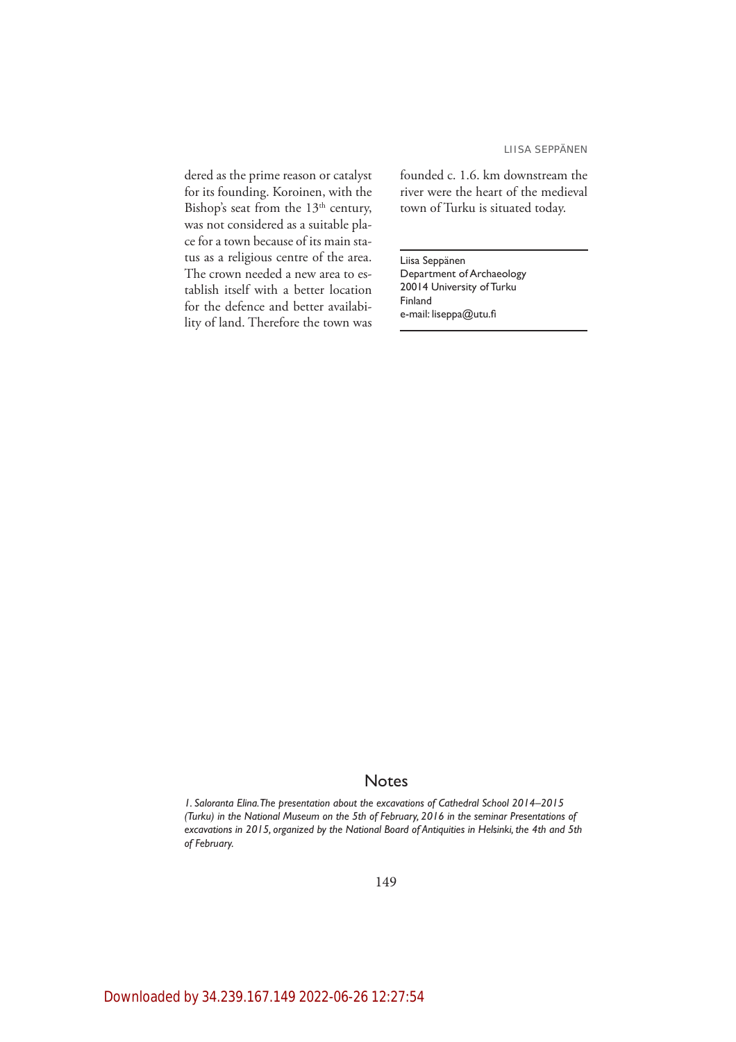dered as the prime reason or catalyst for its founding. Koroinen, with the Bishop's seat from the 13th century, was not considered as a suitable place for a town because of its main status as a religious centre of the area. The crown needed a new area to establish itself with a better location for the defence and better availability of land. Therefore the town was founded c. 1.6. km downstream the river were the heart of the medieval town of Turku is situated today.

Liisa Seppänen
Department of Archaeology
20014 University of Turku
Finland
e-mail: liseppa@utu.fi

## Notes

*1. Saloranta Elina. The presentation about the excavations of Cathedral School 2014–2015 (Turku) in the National Museum on the 5th of February, 2016 in the seminar Presentations of excavations in 2015, organized by the National Board of Antiquities in Helsinki, the 4th and 5th of February.*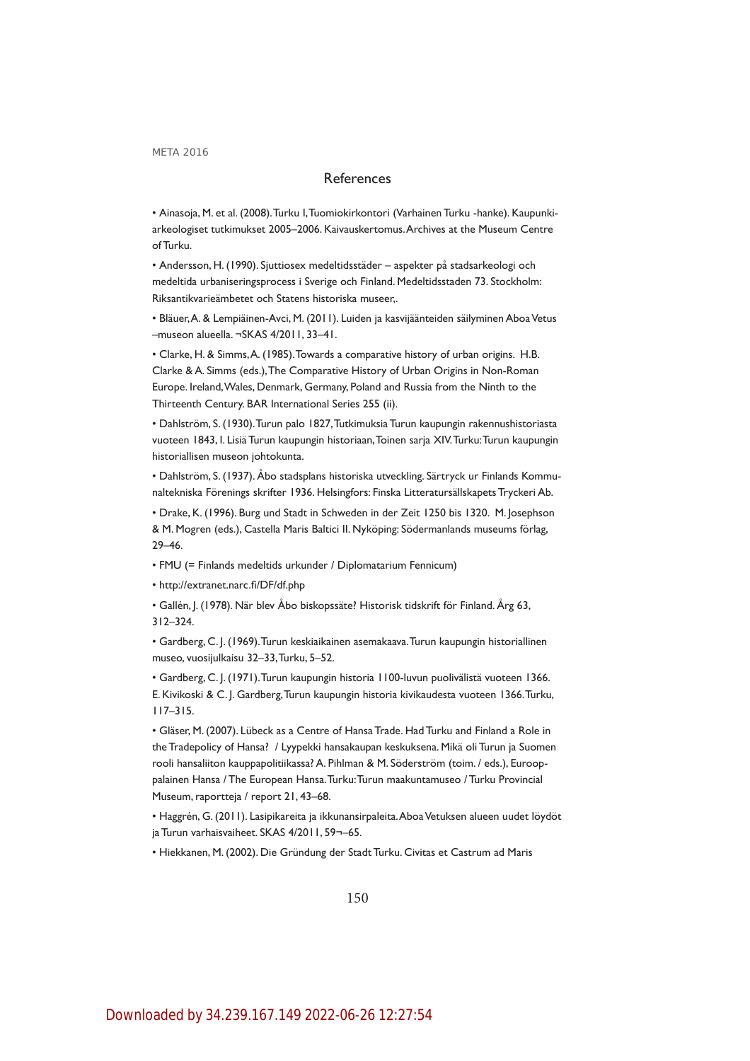## References

- Ainasoja, M. et al. (2008). Turku I, Tuomiokirkontori (Varhainen Turku -hanke). Kaupunkiarkeologiset tutkimukset 2005–2006. Kaivauskertomus. Archives at the Museum Centre of Turku.
- Andersson, H. (1990). Sjuttiosex medeltidsstäder – aspekter på stadsarkeologi och medeltida urbaniseringsprocess i Sverige och Finland. Medeltidsstaden 73. Stockholm: Riksantikvarieämbetet och Statens historiska museer,.
- Bläuer, A. & Lempiäinen-Avci, M. (2011). Luiden ja kasvijäänteiden säilyminen Aboa Vetus –museon alueella. ¬SKAS 4/2011, 33–41.
- Clarke, H. & Simms, A. (1985). Towards a comparative history of urban origins. H.B. Clarke & A. Simms (eds.), The Comparative History of Urban Origins in Non-Roman Europe. Ireland, Wales, Denmark, Germany, Poland and Russia from the Ninth to the Thirteenth Century. BAR International Series 255 (ii).
- Dahlström, S. (1930). Turun palo 1827, Tutkimuksia Turun kaupungin rakennushistoriasta vuoteen 1843, I. Lisiä Turun kaupungin historiaan, Toinen sarja XIV. Turku: Turun kaupungin historiallisen museon johtokunta.
- Dahlström, S. (1937). Åbo stadsplans historiska utveckling. Särtryck ur Finlands Kommunaltekniska Förenings skrifter 1936. Helsingfors: Finska Litteratursällskapets Tryckeri Ab.
- Drake, K. (1996). Burg und Stadt in Schweden in der Zeit 1250 bis 1320. M. Josephson & M. Mogren (eds.), Castella Maris Baltici II. Nyköping: Södermanlands museums förlag, 29–46.
- FMU (= Finlands medeltids urkunder / Diplomatarium Fennicum)
- http://extranet.narc.fi/DF/df.php
- Gallén, J. (1978). När blev Åbo biskopssäte? Historisk tidskrift för Finland. Årg 63, 312–324.
- Gardberg, C. J. (1969). Turun keskiaikainen asemakaava. Turun kaupungin historiallinen museo, vuosijulkaisu 32–33, Turku, 5–52.
- Gardberg, C. J. (1971). Turun kaupungin historia 1100-luvun puolivälistä vuoteen 1366. E. Kivikoski & C. J. Gardberg, Turun kaupungin historia kivikaudesta vuoteen 1366. Turku, 117–315.
- Gläser, M. (2007). Lübeck as a Centre of Hansa Trade. Had Turku and Finland a Role in the Tradepolicy of Hansa? / Lyypekki hansakaupan keskuksena. Mikä oli Turun ja Suomen rooli hansaliiton kauppapolitiikassa? A. Pihlman & M. Söderström (toim. / eds.), Eurooppalainen Hansa / The European Hansa. Turku: Turun maakuntamuseo / Turku Provincial Museum, raportteja / report 21, 43–68.
- Haggrén, G. (2011). Lasipikareita ja ikkunansirpaleita. Aboa Vetuksen alueen uudet löydöt ja Turun varhaisvaiheet. SKAS 4/2011, 59¬–65.
- Hiekkanen, M. (2002). Die Gründung der Stadt Turku. Civitas et Castrum ad Maris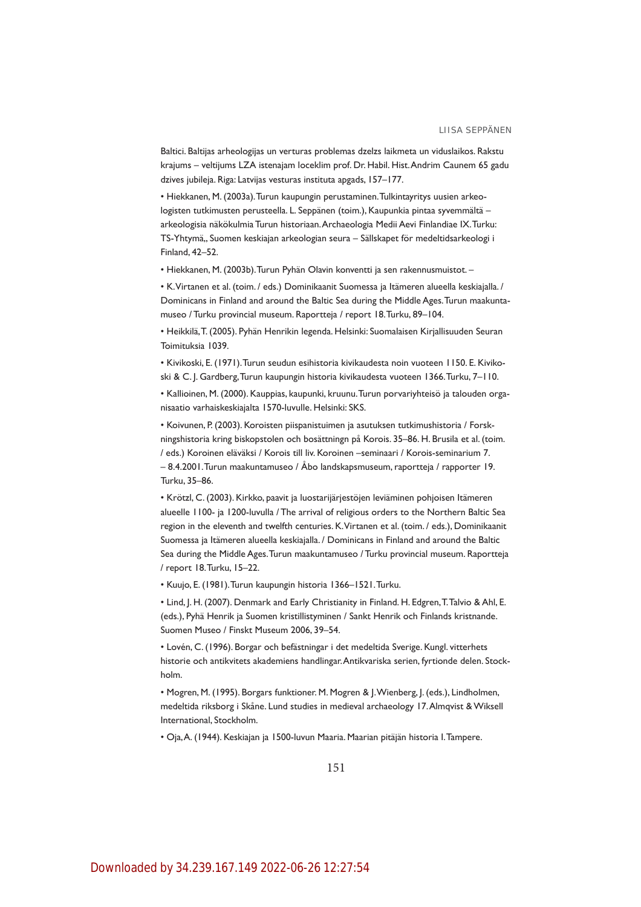Baltici. Baltijas arheologijas un verturas problemas dzelzs laikmeta un viduslaikos. Rakstu krajums – veltijums LZA istenajam loceklim prof. Dr. Habil. Hist. Andrim Caunem 65 gadu dzives jubileja. Riga: Latvijas vesturas instituta apgads, 157–177.

• Hiekkanen, M. (2003a). Turun kaupungin perustaminen. Tulkintayritys uusien arkeologisten tutkimusten perusteella. L. Seppänen (toim.), Kaupunkia pintaa syvemmältä – arkeologisia näkökulmia Turun historiaan. Archaeologia Medii Aevi Finlandiae IX. Turku: TS-Yhtymä,, Suomen keskiajan arkeologian seura – Sällskapet för medeltidsarkeologi i Finland, 42–52.

• Hiekkanen, M. (2003b). Turun Pyhän Olavin konventti ja sen rakennusmuistot. –

• K. Virtanen et al. (toim. / eds.) Dominikaanit Suomessa ja Itämeren alueella keskiajalla. / Dominicans in Finland and around the Baltic Sea during the Middle Ages. Turun maakuntamuseo / Turku provincial museum. Raportteja / report 18. Turku, 89–104.

• Heikkilä, T. (2005). Pyhän Henrikin legenda. Helsinki: Suomalaisen Kirjallisuuden Seuran Toimituksia 1039.

• Kivikoski, E. (1971). Turun seudun esihistoria kivikaudesta noin vuoteen 1150. E. Kivikoski & C. J. Gardberg, Turun kaupungin historia kivikaudesta vuoteen 1366. Turku, 7–110.

• Kallioinen, M. (2000). Kauppias, kaupunki, kruunu. Turun porvariyhteisö ja talouden organisaatio varhaiskeskiajalta 1570-luvulle. Helsinki: SKS.

• Koivunen, P. (2003). Koroisten piispanistuimen ja asutuksen tutkimushistoria / Forskningshistoria kring biskopstolen och bosättningn på Korois. 35–86. H. Brusila et al. (toim. / eds.) Koroinen eläväksi / Korois till liv. Koroinen –seminaari / Korois-seminarium 7. – 8.4.2001. Turun maakuntamuseo / Åbo landskapsmuseum, raportteja / rapporter 19. Turku, 35–86.

• Krötzl, C. (2003). Kirkko, paavit ja luostarijärjestöjen leviäminen pohjoisen Itämeren alueelle 1100- ja 1200-luvulla / The arrival of religious orders to the Northern Baltic Sea region in the eleventh and twelfth centuries. K. Virtanen et al. (toim. / eds.), Dominikaanit Suomessa ja Itämeren alueella keskiajalla. / Dominicans in Finland and around the Baltic Sea during the Middle Ages. Turun maakuntamuseo / Turku provincial museum. Raportteja / report 18. Turku, 15–22.

• Kuujo, E. (1981). Turun kaupungin historia 1366–1521. Turku.

• Lind, J. H. (2007). Denmark and Early Christianity in Finland. H. Edgren, T. Talvio & Ahl, E. (eds.), Pyhä Henrik ja Suomen kristillistyminen / Sankt Henrik och Finlands kristnande. Suomen Museo / Finskt Museum 2006, 39–54.

• Lovén, C. (1996). Borgar och befästningar i det medeltida Sverige. Kungl. vitterhets historie och antikvitets akademiens handlingar. Antikvariska serien, fyrtionde delen. Stockholm.

• Mogren, M. (1995). Borgars funktioner. M. Mogren & J. Wienberg, J. (eds.), Lindholmen, medeltida riksborg i Skåne. Lund studies in medieval archaeology 17. Almqvist & Wiksell International, Stockholm.

• Oja, A. (1944). Keskiajan ja 1500-luvun Maaria. Maarian pitäjän historia I. Tampere.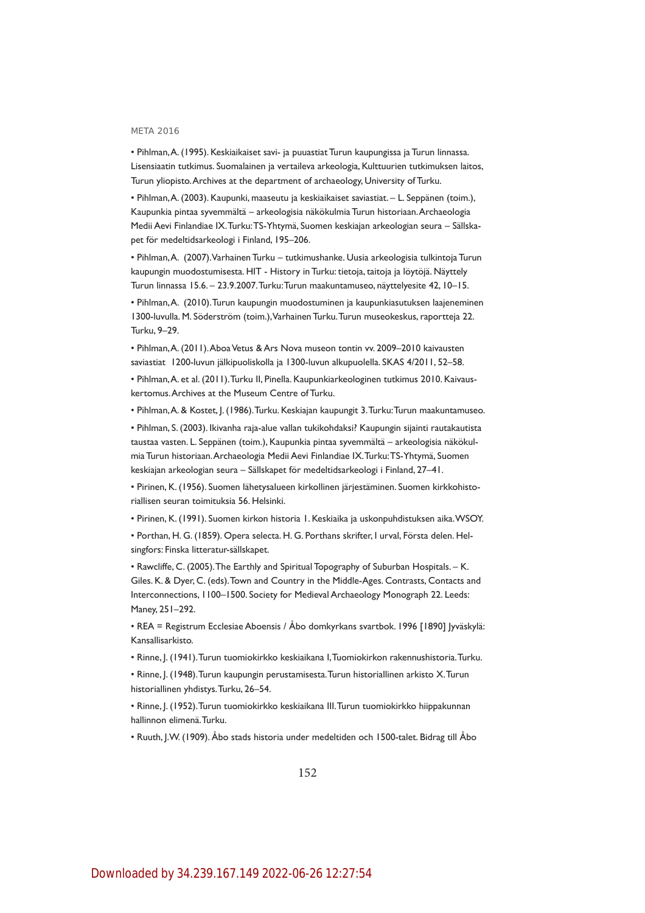- Pihlman, A. (1995). Keskiaikaiset savi- ja puuastiat Turun kaupungissa ja Turun linnassa. Lisensiaatin tutkimus. Suomalainen ja vertaileva arkeologia, Kulttuurien tutkimuksen laitos, Turun yliopisto. Archives at the department of archaeology, University of Turku.
- Pihlman, A. (2003). Kaupunki, maaseutu ja keskiaikaiset saviastiat. – L. Seppänen (toim.), Kaupunkia pintaa syvemmältä – arkeologisia näkökulmia Turun historiaan. Archaeologia Medii Aevi Finlandiae IX. Turku: TS-Yhtymä, Suomen keskiajan arkeologian seura – Sällskapet för medeltidsarkeologi i Finland, 195–206.
- Pihlman, A. (2007). Varhainen Turku – tutkimushanke. Uusia arkeologisia tulkintoja Turun kaupungin muodostumisesta. HIT - History in Turku: tietoja, taitoja ja löytöjä. Näyttely Turun linnassa 15.6. – 23.9.2007. Turku: Turun maakuntamuseo, näyttelyesite 42, 10–15.
- Pihlman, A. (2010). Turun kaupungin muodostuminen ja kaupunkiasutuksen laajeneminen 1300-luvulla. M. Söderström (toim.), Varhainen Turku. Turun museokeskus, raportteja 22. Turku, 9–29.
- Pihlman, A. (2011). Aboa Vetus & Ars Nova museon tontin vv. 2009–2010 kaivausten saviastiat 1200-luvun jälkipuoliskolla ja 1300-luvun alkupuolella. SKAS 4/2011, 52–58.
- Pihlman, A. et al. (2011). Turku II, Pinella. Kaupunkiarkeologinen tutkimus 2010. Kaivauskertomus. Archives at the Museum Centre of Turku.
- Pihlman, A. & Kostet, J. (1986). Turku. Keskiajan kaupungit 3. Turku: Turun maakuntamuseo.
- Pihlman, S. (2003). Ikivanha raja-alue vallan tukikohdaksi? Kaupungin sijainti rautakautista taustaa vasten. L. Seppänen (toim.), Kaupunkia pintaa syvemmältä – arkeologisia näkökulmia Turun historiaan. Archaeologia Medii Aevi Finlandiae IX. Turku: TS-Yhtymä, Suomen keskiajan arkeologian seura – Sällskapet för medeltidsarkeologi i Finland, 27–41.
- Pirinen, K. (1956). Suomen lähetysalueen kirkollinen järjestäminen. Suomen kirkkohistoriallisen seuran toimituksia 56. Helsinki.
- Pirinen, K. (1991). Suomen kirkon historia 1. Keskiaika ja uskonpuhdistuksen aika. WSOY.
- Porthan, H. G. (1859). Opera selecta. H. G. Porthans skrifter, I urval, Första delen. Helsingfors: Finska litteratur-sällskapet.
- Rawcliffe, C. (2005). The Earthly and Spiritual Topography of Suburban Hospitals. – K. Giles. K. & Dyer, C. (eds). Town and Country in the Middle-Ages. Contrasts, Contacts and Interconnections, 1100–1500. Society for Medieval Archaeology Monograph 22. Leeds: Maney, 251–292.
- REA = Registrum Ecclesiae Aboensis / Åbo domkyrkans svartbok. 1996 [1890] Jyväskylä: Kansallisarkisto.
- Rinne, J. (1941). Turun tuomiokirkko keskiaikana I, Tuomiokirkon rakennushistoria. Turku.
- Rinne, J. (1948). Turun kaupungin perustamisesta. Turun historiallinen arkisto X. Turun historiallinen yhdistys. Turku, 26–54.
- Rinne, J. (1952). Turun tuomiokirkko keskiaikana III. Turun tuomiokirkko hiippakunnan hallinnon elimenä. Turku.
- Ruuth, J.W. (1909). Åbo stads historia under medeltiden och 1500-talet. Bidrag till Åbo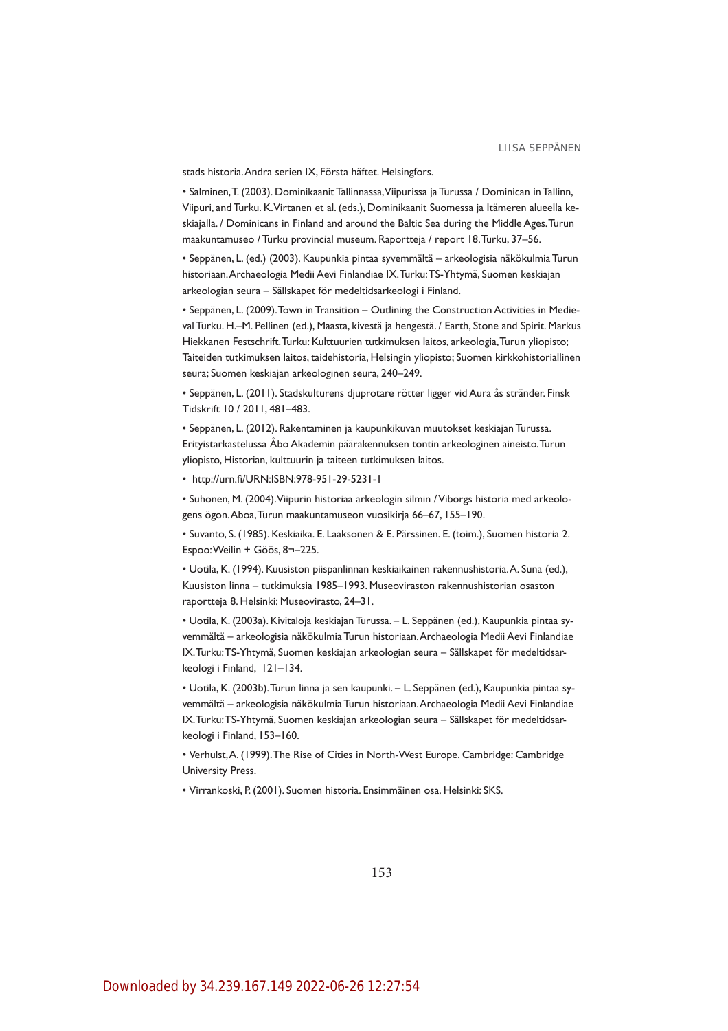stads historia. Andra serien IX, Första häftet. Helsingfors.

- Salminen, T. (2003). Dominikaanit Tallinnassa, Viipurissa ja Turussa / Dominican in Tallinn, Viipuri, and Turku. K. Virtanen et al. (eds.), Dominikaanit Suomessa ja Itämeren alueella keskiajalla. / Dominicans in Finland and around the Baltic Sea during the Middle Ages. Turun maakuntamuseo / Turku provincial museum. Raportteja / report 18. Turku, 37–56.
- Seppänen, L. (ed.) (2003). Kaupunkia pintaa syvemmältä – arkeologisia näkökulmia Turun historiaan. Archaeologia Medii Aevi Finlandiae IX. Turku: TS-Yhtymä, Suomen keskiajan arkeologian seura – Sällskapet för medeltidsarkeologi i Finland.
- Seppänen, L. (2009). Town in Transition – Outlining the Construction Activities in Medieval Turku. H.–M. Pellinen (ed.), Maasta, kivestä ja hengestä. / Earth, Stone and Spirit. Markus Hiekkanen Festschrift. Turku: Kulttuurien tutkimuksen laitos, arkeologia, Turun yliopisto; Taiteiden tutkimuksen laitos, taidehistoria, Helsingin yliopisto; Suomen kirkkohistoriallinen seura; Suomen keskiajan arkeologinen seura, 240–249.
- Seppänen, L. (2011). Stadskulturens djuprotare rötter ligger vid Aura ås stränder. Finsk Tidskrift 10 / 2011, 481–483.
- Seppänen, L. (2012). Rakentaminen ja kaupunkikuvan muutokset keskiajan Turussa. Erityistarkastelussa Åbo Akademin päärakennuksen tontin arkeologinen aineisto. Turun yliopisto, Historian, kulttuurin ja taiteen tutkimuksen laitos.
- http://urn.fi/URN:ISBN:978-951-29-5231-1
- Suhonen, M. (2004). Viipurin historiaa arkeologin silmin / Viborgs historia med arkeologens ögon. Aboa, Turun maakuntamuseon vuosikirja 66–67, 155–190.
- Suvanto, S. (1985). Keskiaika. E. Laaksonen & E. Pärssinen. E. (toim.), Suomen historia 2. Espoo: Weilin + Göös, 8¬–225.
- Uotila, K. (1994). Kuusiston piispanlinnan keskiaikainen rakennushistoria. A. Suna (ed.), Kuusiston linna – tutkimuksia 1985–1993. Museoviraston rakennushistorian osaston raportteja 8. Helsinki: Museovirasto, 24–31.
- Uotila, K. (2003a). Kivitaloja keskiajan Turussa. – L. Seppänen (ed.), Kaupunkia pintaa syvemmältä – arkeologisia näkökulmia Turun historiaan. Archaeologia Medii Aevi Finlandiae IX. Turku: TS-Yhtymä, Suomen keskiajan arkeologian seura – Sällskapet för medeltidsarkeologi i Finland, 121–134.
- Uotila, K. (2003b). Turun linna ja sen kaupunki. – L. Seppänen (ed.), Kaupunkia pintaa syvemmältä – arkeologisia näkökulmia Turun historiaan. Archaeologia Medii Aevi Finlandiae IX. Turku: TS-Yhtymä, Suomen keskiajan arkeologian seura – Sällskapet för medeltidsarkeologi i Finland, 153–160.
- Verhulst, A. (1999). The Rise of Cities in North-West Europe. Cambridge: Cambridge University Press.
- Virrankoski, P. (2001). Suomen historia. Ensimmäinen osa. Helsinki: SKS.